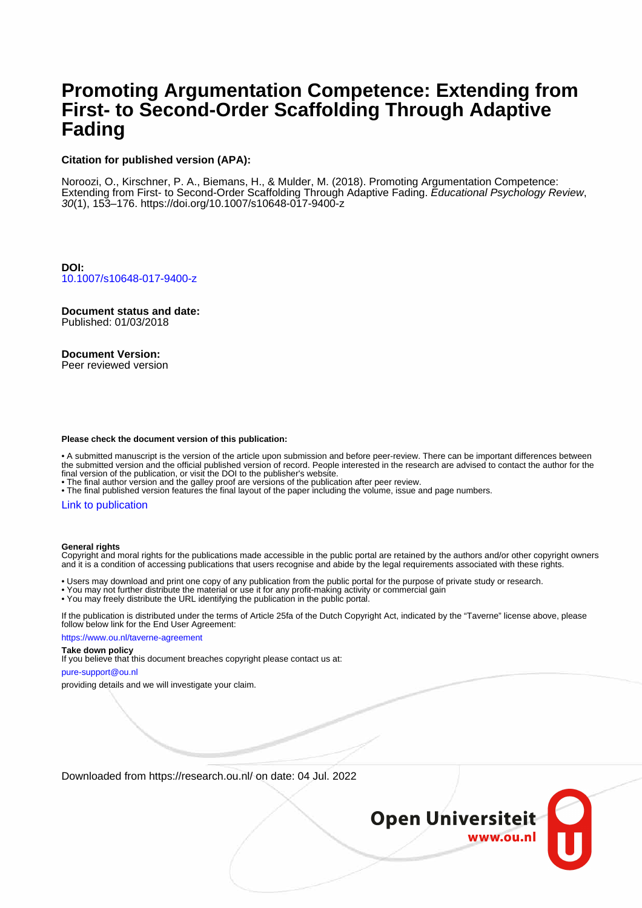# Promoting Argumentation Competence: Extending from First- to Second-Order Scaffolding Through Adaptive Fading

**Citation for published version (APA):**

Noroozi, O., Kirschner, P. A., Biemans, H., & Mulder, M. (2018). Promoting Argumentation Competence: Extending from First- to Second-Order Scaffolding Through Adaptive Fading. *Educational Psychology Review*, *30*(1), 153–176. https://doi.org/10.1007/s10648-017-9400-z

**DOI:**
10.1007/s10648-017-9400-z

**Document status and date:**
Published: 01/03/2018

**Document Version:**
Peer reviewed version

**Please check the document version of this publication:**

• A submitted manuscript is the version of the article upon submission and before peer-review. There can be important differences between the submitted version and the official published version of record. People interested in the research are advised to contact the author for the final version of the publication, or visit the DOI to the publisher's website.
• The final author version and the galley proof are versions of the publication after peer review.
• The final published version features the final layout of the paper including the volume, issue and page numbers.

Link to publication

**General rights**
Copyright and moral rights for the publications made accessible in the public portal are retained by the authors and/or other copyright owners and it is a condition of accessing publications that users recognise and abide by the legal requirements associated with these rights.

• Users may download and print one copy of any publication from the public portal for the purpose of private study or research.
• You may not further distribute the material or use it for any profit-making activity or commercial gain
• You may freely distribute the URL identifying the publication in the public portal.

If the publication is distributed under the terms of Article 25fa of the Dutch Copyright Act, indicated by the "Taverne" license above, please follow below link for the End User Agreement:

https://www.ou.nl/taverne-agreement

**Take down policy**
If you believe that this document breaches copyright please contact us at:

pure-support@ou.nl

providing details and we will investigate your claim.

Downloaded from https://research.ou.nl/ on date: 04 Jul. 2022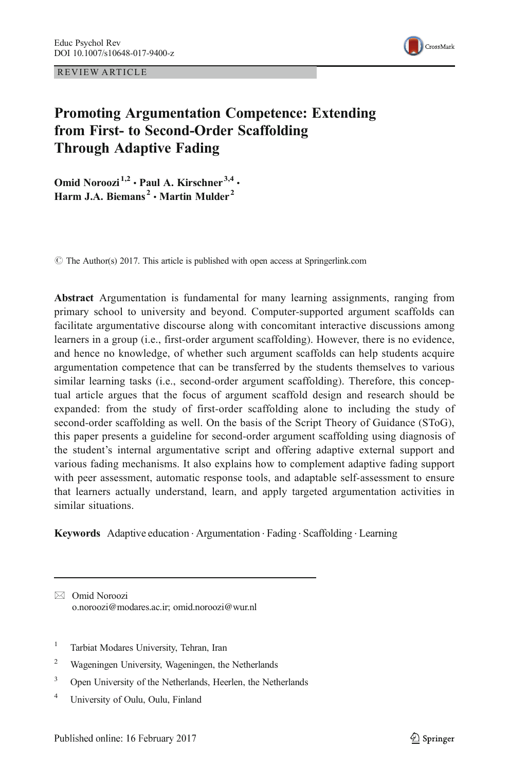REVIEW ARTICLE

# Promoting Argumentation Competence: Extending from First- to Second-Order Scaffolding Through Adaptive Fading

**Omid Noroozi**[1,2] · **Paul A. Kirschner**[3,4] · **Harm J.A. Biemans**[2] · **Martin Mulder**[2]

© The Author(s) 2017. This article is published with open access at Springerlink.com

**Abstract** Argumentation is fundamental for many learning assignments, ranging from primary school to university and beyond. Computer-supported argument scaffolds can facilitate argumentative discourse along with concomitant interactive discussions among learners in a group (i.e., first-order argument scaffolding). However, there is no evidence, and hence no knowledge, of whether such argument scaffolds can help students acquire argumentation competence that can be transferred by the students themselves to various similar learning tasks (i.e., second-order argument scaffolding). Therefore, this conceptual article argues that the focus of argument scaffold design and research should be expanded: from the study of first-order scaffolding alone to including the study of second-order scaffolding as well. On the basis of the Script Theory of Guidance (SToG), this paper presents a guideline for second-order argument scaffolding using diagnosis of the student's internal argumentative script and offering adaptive external support and various fading mechanisms. It also explains how to complement adaptive fading support with peer assessment, automatic response tools, and adaptable self-assessment to ensure that learners actually understand, learn, and apply targeted argumentation activities in similar situations.

**Keywords** Adaptive education · Argumentation · Fading · Scaffolding · Learning

✉ Omid Noroozi
o.noroozi@modares.ac.ir; omid.noroozi@wur.nl

[1] Tarbiat Modares University, Tehran, Iran

[2] Wageningen University, Wageningen, the Netherlands

[3] Open University of the Netherlands, Heerlen, the Netherlands

[4] University of Oulu, Oulu, Finland

Published online: 16 February 2017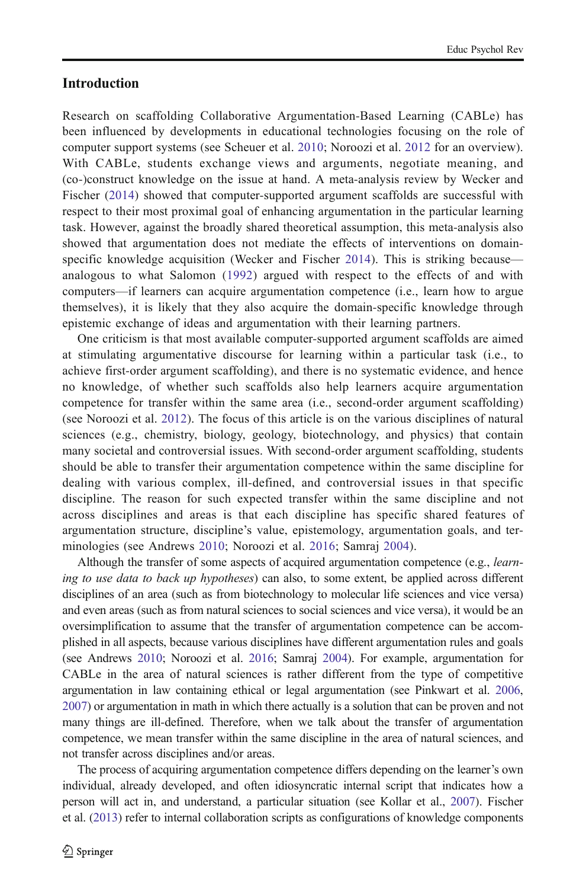## Introduction

Research on scaffolding Collaborative Argumentation-Based Learning (CABLe) has been influenced by developments in educational technologies focusing on the role of computer support systems (see Scheuer et al. 2010; Noroozi et al. 2012 for an overview). With CABLe, students exchange views and arguments, negotiate meaning, and (co-)construct knowledge on the issue at hand. A meta-analysis review by Wecker and Fischer (2014) showed that computer-supported argument scaffolds are successful with respect to their most proximal goal of enhancing argumentation in the particular learning task. However, against the broadly shared theoretical assumption, this meta-analysis also showed that argumentation does not mediate the effects of interventions on domain-specific knowledge acquisition (Wecker and Fischer 2014). This is striking because—analogous to what Salomon (1992) argued with respect to the effects of and with computers—if learners can acquire argumentation competence (i.e., learn how to argue themselves), it is likely that they also acquire the domain-specific knowledge through epistemic exchange of ideas and argumentation with their learning partners.

One criticism is that most available computer-supported argument scaffolds are aimed at stimulating argumentative discourse for learning within a particular task (i.e., to achieve first-order argument scaffolding), and there is no systematic evidence, and hence no knowledge, of whether such scaffolds also help learners acquire argumentation competence for transfer within the same area (i.e., second-order argument scaffolding) (see Noroozi et al. 2012). The focus of this article is on the various disciplines of natural sciences (e.g., chemistry, biology, geology, biotechnology, and physics) that contain many societal and controversial issues. With second-order argument scaffolding, students should be able to transfer their argumentation competence within the same discipline for dealing with various complex, ill-defined, and controversial issues in that specific discipline. The reason for such expected transfer within the same discipline and not across disciplines and areas is that each discipline has specific shared features of argumentation structure, discipline's value, epistemology, argumentation goals, and terminologies (see Andrews 2010; Noroozi et al. 2016; Samraj 2004).

Although the transfer of some aspects of acquired argumentation competence (e.g., *learning to use data to back up hypotheses*) can also, to some extent, be applied across different disciplines of an area (such as from biotechnology to molecular life sciences and vice versa) and even areas (such as from natural sciences to social sciences and vice versa), it would be an oversimplification to assume that the transfer of argumentation competence can be accomplished in all aspects, because various disciplines have different argumentation rules and goals (see Andrews 2010; Noroozi et al. 2016; Samraj 2004). For example, argumentation for CABLe in the area of natural sciences is rather different from the type of competitive argumentation in law containing ethical or legal argumentation (see Pinkwart et al. 2006, 2007) or argumentation in math in which there actually is a solution that can be proven and not many things are ill-defined. Therefore, when we talk about the transfer of argumentation competence, we mean transfer within the same discipline in the area of natural sciences, and not transfer across disciplines and/or areas.

The process of acquiring argumentation competence differs depending on the learner's own individual, already developed, and often idiosyncratic internal script that indicates how a person will act in, and understand, a particular situation (see Kollar et al., 2007). Fischer et al. (2013) refer to internal collaboration scripts as configurations of knowledge components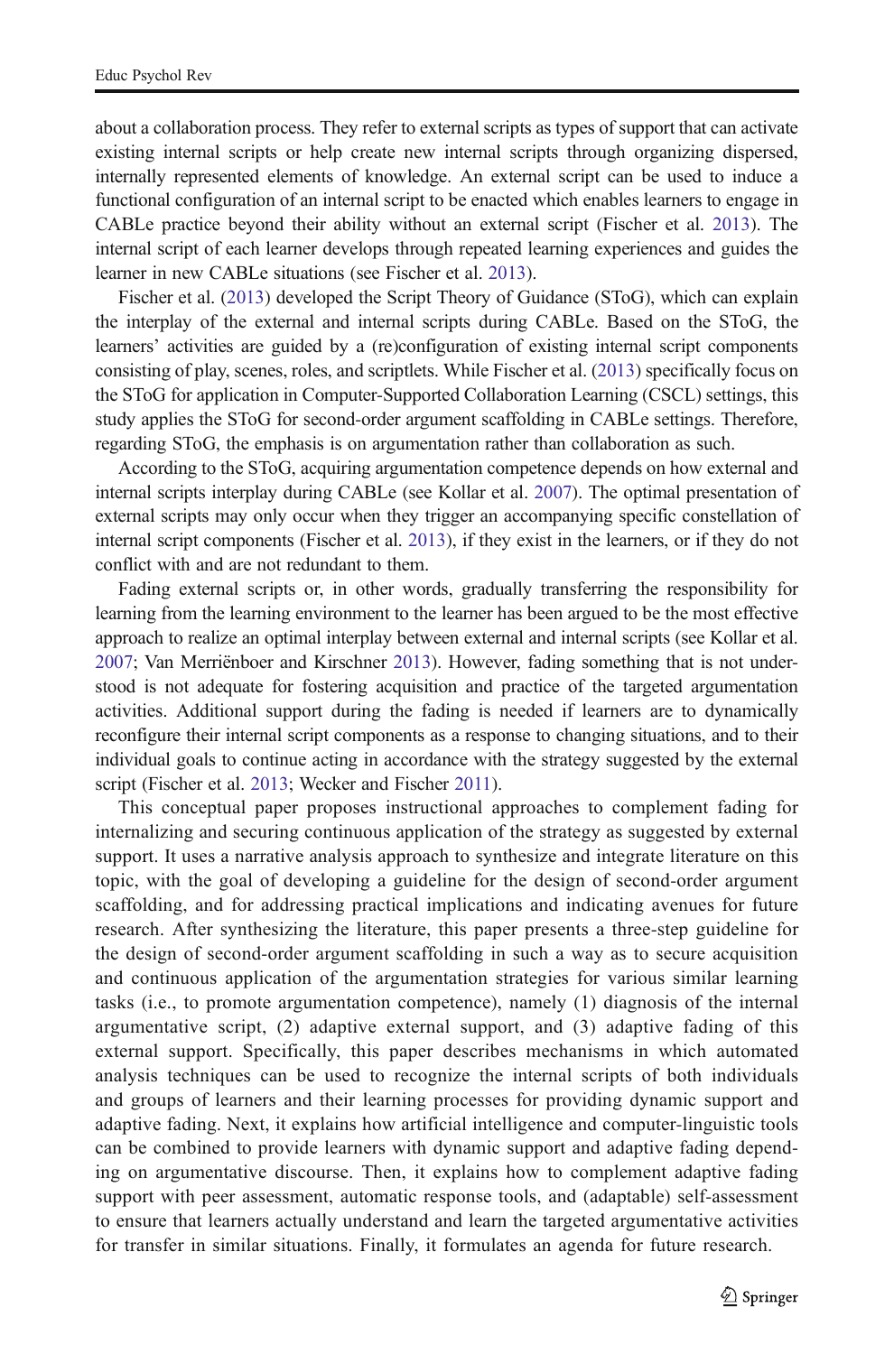about a collaboration process. They refer to external scripts as types of support that can activate existing internal scripts or help create new internal scripts through organizing dispersed, internally represented elements of knowledge. An external script can be used to induce a functional configuration of an internal script to be enacted which enables learners to engage in CABLe practice beyond their ability without an external script (Fischer et al. 2013). The internal script of each learner develops through repeated learning experiences and guides the learner in new CABLe situations (see Fischer et al. 2013).

Fischer et al. (2013) developed the Script Theory of Guidance (SToG), which can explain the interplay of the external and internal scripts during CABLe. Based on the SToG, the learners' activities are guided by a (re)configuration of existing internal script components consisting of play, scenes, roles, and scriptlets. While Fischer et al. (2013) specifically focus on the SToG for application in Computer-Supported Collaboration Learning (CSCL) settings, this study applies the SToG for second-order argument scaffolding in CABLe settings. Therefore, regarding SToG, the emphasis is on argumentation rather than collaboration as such.

According to the SToG, acquiring argumentation competence depends on how external and internal scripts interplay during CABLe (see Kollar et al. 2007). The optimal presentation of external scripts may only occur when they trigger an accompanying specific constellation of internal script components (Fischer et al. 2013), if they exist in the learners, or if they do not conflict with and are not redundant to them.

Fading external scripts or, in other words, gradually transferring the responsibility for learning from the learning environment to the learner has been argued to be the most effective approach to realize an optimal interplay between external and internal scripts (see Kollar et al. 2007; Van Merriënboer and Kirschner 2013). However, fading something that is not understood is not adequate for fostering acquisition and practice of the targeted argumentation activities. Additional support during the fading is needed if learners are to dynamically reconfigure their internal script components as a response to changing situations, and to their individual goals to continue acting in accordance with the strategy suggested by the external script (Fischer et al. 2013; Wecker and Fischer 2011).

This conceptual paper proposes instructional approaches to complement fading for internalizing and securing continuous application of the strategy as suggested by external support. It uses a narrative analysis approach to synthesize and integrate literature on this topic, with the goal of developing a guideline for the design of second-order argument scaffolding, and for addressing practical implications and indicating avenues for future research. After synthesizing the literature, this paper presents a three-step guideline for the design of second-order argument scaffolding in such a way as to secure acquisition and continuous application of the argumentation strategies for various similar learning tasks (i.e., to promote argumentation competence), namely (1) diagnosis of the internal argumentative script, (2) adaptive external support, and (3) adaptive fading of this external support. Specifically, this paper describes mechanisms in which automated analysis techniques can be used to recognize the internal scripts of both individuals and groups of learners and their learning processes for providing dynamic support and adaptive fading. Next, it explains how artificial intelligence and computer-linguistic tools can be combined to provide learners with dynamic support and adaptive fading depending on argumentative discourse. Then, it explains how to complement adaptive fading support with peer assessment, automatic response tools, and (adaptable) self-assessment to ensure that learners actually understand and learn the targeted argumentative activities for transfer in similar situations. Finally, it formulates an agenda for future research.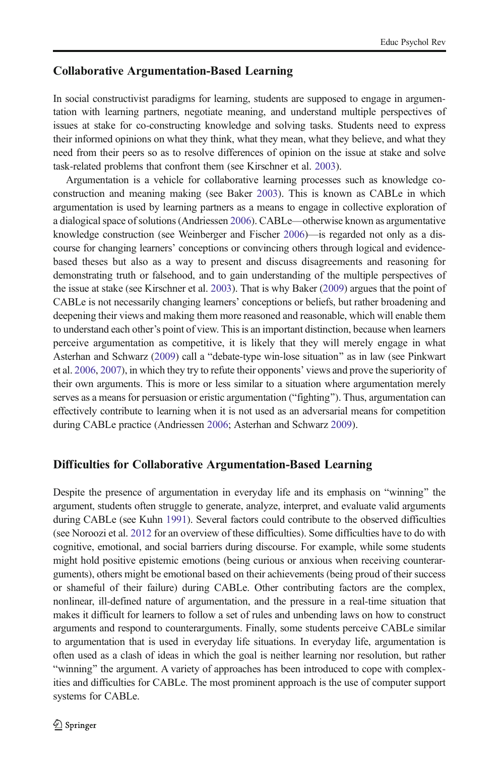## Collaborative Argumentation-Based Learning

In social constructivist paradigms for learning, students are supposed to engage in argumentation with learning partners, negotiate meaning, and understand multiple perspectives of issues at stake for co-constructing knowledge and solving tasks. Students need to express their informed opinions on what they think, what they mean, what they believe, and what they need from their peers so as to resolve differences of opinion on the issue at stake and solve task-related problems that confront them (see Kirschner et al. 2003).

Argumentation is a vehicle for collaborative learning processes such as knowledge co-construction and meaning making (see Baker 2003). This is known as CABLe in which argumentation is used by learning partners as a means to engage in collective exploration of a dialogical space of solutions (Andriessen 2006). CABLe—otherwise known as argumentative knowledge construction (see Weinberger and Fischer 2006)—is regarded not only as a discourse for changing learners' conceptions or convincing others through logical and evidence-based theses but also as a way to present and discuss disagreements and reasoning for demonstrating truth or falsehood, and to gain understanding of the multiple perspectives of the issue at stake (see Kirschner et al. 2003). That is why Baker (2009) argues that the point of CABLe is not necessarily changing learners' conceptions or beliefs, but rather broadening and deepening their views and making them more reasoned and reasonable, which will enable them to understand each other's point of view. This is an important distinction, because when learners perceive argumentation as competitive, it is likely that they will merely engage in what Asterhan and Schwarz (2009) call a "debate-type win-lose situation" as in law (see Pinkwart et al. 2006, 2007), in which they try to refute their opponents' views and prove the superiority of their own arguments. This is more or less similar to a situation where argumentation merely serves as a means for persuasion or eristic argumentation ("fighting"). Thus, argumentation can effectively contribute to learning when it is not used as an adversarial means for competition during CABLe practice (Andriessen 2006; Asterhan and Schwarz 2009).

## Difficulties for Collaborative Argumentation-Based Learning

Despite the presence of argumentation in everyday life and its emphasis on "winning" the argument, students often struggle to generate, analyze, interpret, and evaluate valid arguments during CABLe (see Kuhn 1991). Several factors could contribute to the observed difficulties (see Noroozi et al. 2012 for an overview of these difficulties). Some difficulties have to do with cognitive, emotional, and social barriers during discourse. For example, while some students might hold positive epistemic emotions (being curious or anxious when receiving counterarguments), others might be emotional based on their achievements (being proud of their success or shameful of their failure) during CABLe. Other contributing factors are the complex, nonlinear, ill-defined nature of argumentation, and the pressure in a real-time situation that makes it difficult for learners to follow a set of rules and unbending laws on how to construct arguments and respond to counterarguments. Finally, some students perceive CABLe similar to argumentation that is used in everyday life situations. In everyday life, argumentation is often used as a clash of ideas in which the goal is neither learning nor resolution, but rather "winning" the argument. A variety of approaches has been introduced to cope with complexities and difficulties for CABLe. The most prominent approach is the use of computer support systems for CABLe.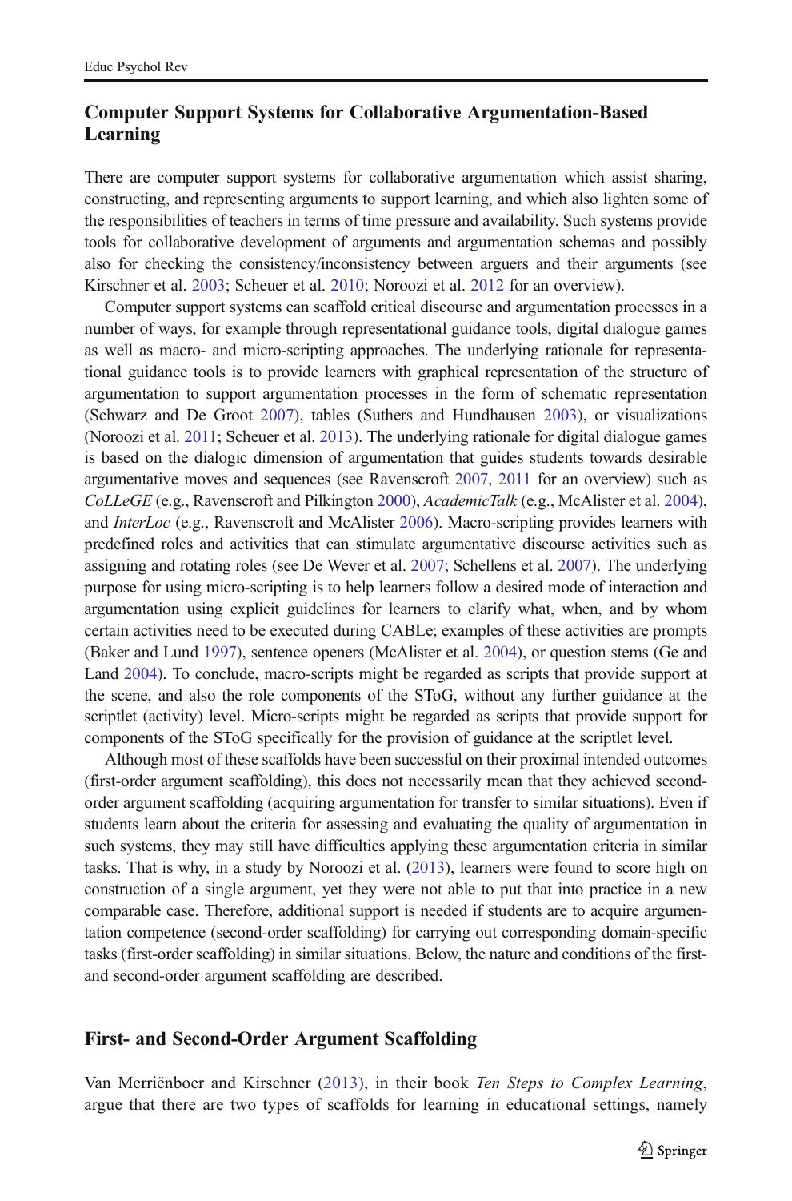## Computer Support Systems for Collaborative Argumentation-Based Learning

There are computer support systems for collaborative argumentation which assist sharing, constructing, and representing arguments to support learning, and which also lighten some of the responsibilities of teachers in terms of time pressure and availability. Such systems provide tools for collaborative development of arguments and argumentation schemas and possibly also for checking the consistency/inconsistency between arguers and their arguments (see Kirschner et al. 2003; Scheuer et al. 2010; Noroozi et al. 2012 for an overview).

Computer support systems can scaffold critical discourse and argumentation processes in a number of ways, for example through representational guidance tools, digital dialogue games as well as macro- and micro-scripting approaches. The underlying rationale for representational guidance tools is to provide learners with graphical representation of the structure of argumentation to support argumentation processes in the form of schematic representation (Schwarz and De Groot 2007), tables (Suthers and Hundhausen 2003), or visualizations (Noroozi et al. 2011; Scheuer et al. 2013). The underlying rationale for digital dialogue games is based on the dialogic dimension of argumentation that guides students towards desirable argumentative moves and sequences (see Ravenscroft 2007, 2011 for an overview) such as *CoLLeGE* (e.g., Ravenscroft and Pilkington 2000), *AcademicTalk* (e.g., McAlister et al. 2004), and *InterLoc* (e.g., Ravenscroft and McAlister 2006). Macro-scripting provides learners with predefined roles and activities that can stimulate argumentative discourse activities such as assigning and rotating roles (see De Wever et al. 2007; Schellens et al. 2007). The underlying purpose for using micro-scripting is to help learners follow a desired mode of interaction and argumentation using explicit guidelines for learners to clarify what, when, and by whom certain activities need to be executed during CABLe; examples of these activities are prompts (Baker and Lund 1997), sentence openers (McAlister et al. 2004), or question stems (Ge and Land 2004). To conclude, macro-scripts might be regarded as scripts that provide support at the scene, and also the role components of the SToG, without any further guidance at the scriptlet (activity) level. Micro-scripts might be regarded as scripts that provide support for components of the SToG specifically for the provision of guidance at the scriptlet level.

Although most of these scaffolds have been successful on their proximal intended outcomes (first-order argument scaffolding), this does not necessarily mean that they achieved second-order argument scaffolding (acquiring argumentation for transfer to similar situations). Even if students learn about the criteria for assessing and evaluating the quality of argumentation in such systems, they may still have difficulties applying these argumentation criteria in similar tasks. That is why, in a study by Noroozi et al. (2013), learners were found to score high on construction of a single argument, yet they were not able to put that into practice in a new comparable case. Therefore, additional support is needed if students are to acquire argumentation competence (second-order scaffolding) for carrying out corresponding domain-specific tasks (first-order scaffolding) in similar situations. Below, the nature and conditions of the first- and second-order argument scaffolding are described.

## First- and Second-Order Argument Scaffolding

Van Merriënboer and Kirschner (2013), in their book *Ten Steps to Complex Learning*, argue that there are two types of scaffolds for learning in educational settings, namely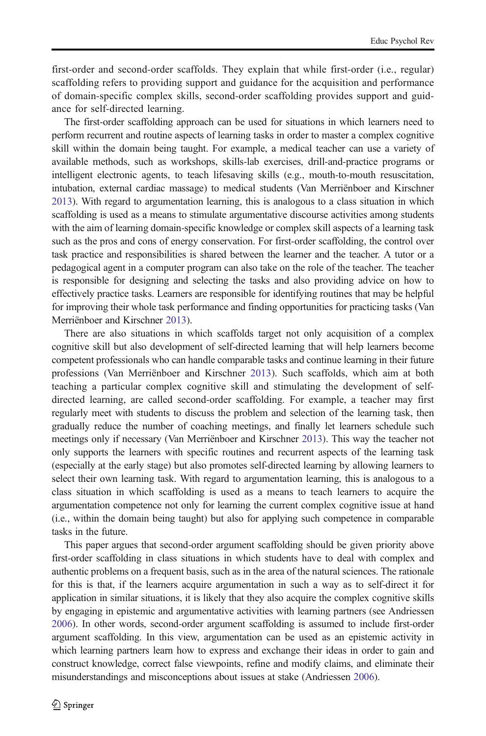first-order and second-order scaffolds. They explain that while first-order (i.e., regular) scaffolding refers to providing support and guidance for the acquisition and performance of domain-specific complex skills, second-order scaffolding provides support and guidance for self-directed learning.

The first-order scaffolding approach can be used for situations in which learners need to perform recurrent and routine aspects of learning tasks in order to master a complex cognitive skill within the domain being taught. For example, a medical teacher can use a variety of available methods, such as workshops, skills-lab exercises, drill-and-practice programs or intelligent electronic agents, to teach lifesaving skills (e.g., mouth-to-mouth resuscitation, intubation, external cardiac massage) to medical students (Van Merriënboer and Kirschner 2013). With regard to argumentation learning, this is analogous to a class situation in which scaffolding is used as a means to stimulate argumentative discourse activities among students with the aim of learning domain-specific knowledge or complex skill aspects of a learning task such as the pros and cons of energy conservation. For first-order scaffolding, the control over task practice and responsibilities is shared between the learner and the teacher. A tutor or a pedagogical agent in a computer program can also take on the role of the teacher. The teacher is responsible for designing and selecting the tasks and also providing advice on how to effectively practice tasks. Learners are responsible for identifying routines that may be helpful for improving their whole task performance and finding opportunities for practicing tasks (Van Merriënboer and Kirschner 2013).

There are also situations in which scaffolds target not only acquisition of a complex cognitive skill but also development of self-directed learning that will help learners become competent professionals who can handle comparable tasks and continue learning in their future professions (Van Merriënboer and Kirschner 2013). Such scaffolds, which aim at both teaching a particular complex cognitive skill and stimulating the development of self-directed learning, are called second-order scaffolding. For example, a teacher may first regularly meet with students to discuss the problem and selection of the learning task, then gradually reduce the number of coaching meetings, and finally let learners schedule such meetings only if necessary (Van Merriënboer and Kirschner 2013). This way the teacher not only supports the learners with specific routines and recurrent aspects of the learning task (especially at the early stage) but also promotes self-directed learning by allowing learners to select their own learning task. With regard to argumentation learning, this is analogous to a class situation in which scaffolding is used as a means to teach learners to acquire the argumentation competence not only for learning the current complex cognitive issue at hand (i.e., within the domain being taught) but also for applying such competence in comparable tasks in the future.

This paper argues that second-order argument scaffolding should be given priority above first-order scaffolding in class situations in which students have to deal with complex and authentic problems on a frequent basis, such as in the area of the natural sciences. The rationale for this is that, if the learners acquire argumentation in such a way as to self-direct it for application in similar situations, it is likely that they also acquire the complex cognitive skills by engaging in epistemic and argumentative activities with learning partners (see Andriessen 2006). In other words, second-order argument scaffolding is assumed to include first-order argument scaffolding. In this view, argumentation can be used as an epistemic activity in which learning partners learn how to express and exchange their ideas in order to gain and construct knowledge, correct false viewpoints, refine and modify claims, and eliminate their misunderstandings and misconceptions about issues at stake (Andriessen 2006).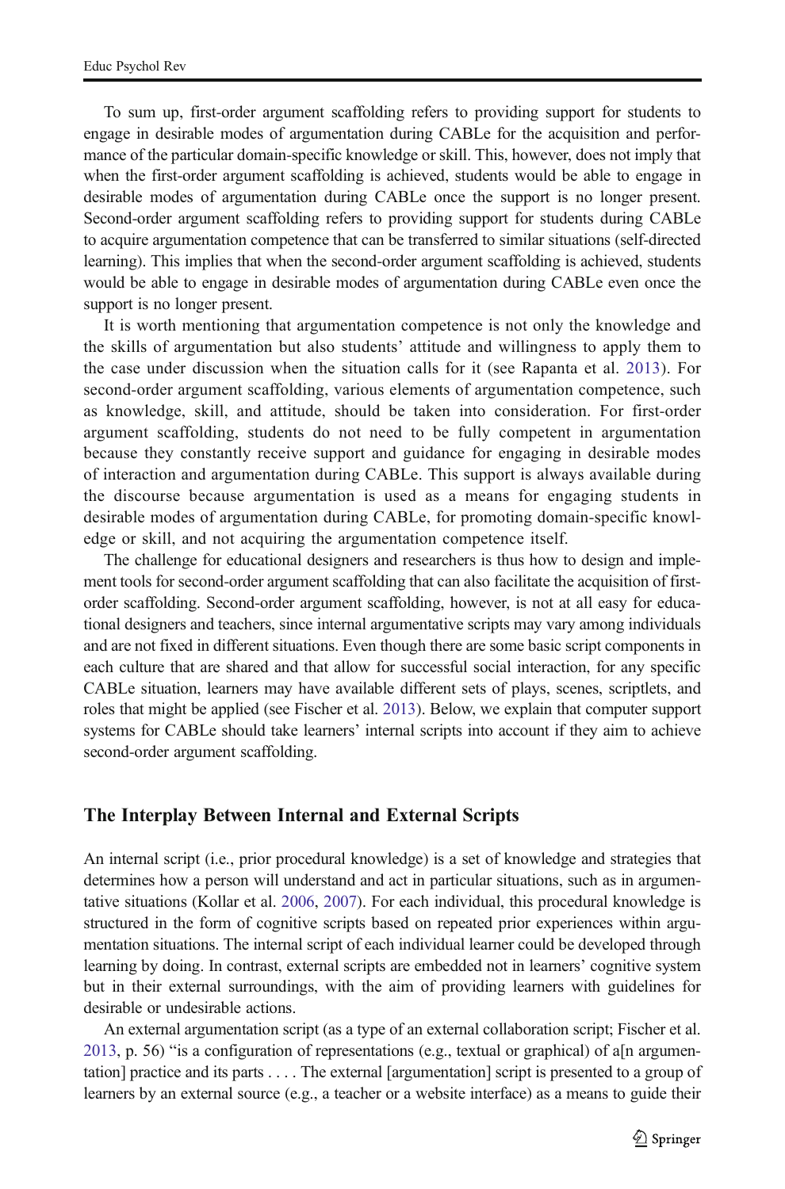To sum up, first-order argument scaffolding refers to providing support for students to engage in desirable modes of argumentation during CABLe for the acquisition and performance of the particular domain-specific knowledge or skill. This, however, does not imply that when the first-order argument scaffolding is achieved, students would be able to engage in desirable modes of argumentation during CABLe once the support is no longer present. Second-order argument scaffolding refers to providing support for students during CABLe to acquire argumentation competence that can be transferred to similar situations (self-directed learning). This implies that when the second-order argument scaffolding is achieved, students would be able to engage in desirable modes of argumentation during CABLe even once the support is no longer present.

It is worth mentioning that argumentation competence is not only the knowledge and the skills of argumentation but also students' attitude and willingness to apply them to the case under discussion when the situation calls for it (see Rapanta et al. 2013). For second-order argument scaffolding, various elements of argumentation competence, such as knowledge, skill, and attitude, should be taken into consideration. For first-order argument scaffolding, students do not need to be fully competent in argumentation because they constantly receive support and guidance for engaging in desirable modes of interaction and argumentation during CABLe. This support is always available during the discourse because argumentation is used as a means for engaging students in desirable modes of argumentation during CABLe, for promoting domain-specific knowledge or skill, and not acquiring the argumentation competence itself.

The challenge for educational designers and researchers is thus how to design and implement tools for second-order argument scaffolding that can also facilitate the acquisition of first-order scaffolding. Second-order argument scaffolding, however, is not at all easy for educational designers and teachers, since internal argumentative scripts may vary among individuals and are not fixed in different situations. Even though there are some basic script components in each culture that are shared and that allow for successful social interaction, for any specific CABLe situation, learners may have available different sets of plays, scenes, scriptlets, and roles that might be applied (see Fischer et al. 2013). Below, we explain that computer support systems for CABLe should take learners' internal scripts into account if they aim to achieve second-order argument scaffolding.

## The Interplay Between Internal and External Scripts

An internal script (i.e., prior procedural knowledge) is a set of knowledge and strategies that determines how a person will understand and act in particular situations, such as in argumentative situations (Kollar et al. 2006, 2007). For each individual, this procedural knowledge is structured in the form of cognitive scripts based on repeated prior experiences within argumentation situations. The internal script of each individual learner could be developed through learning by doing. In contrast, external scripts are embedded not in learners' cognitive system but in their external surroundings, with the aim of providing learners with guidelines for desirable or undesirable actions.

An external argumentation script (as a type of an external collaboration script; Fischer et al. 2013, p. 56) "is a configuration of representations (e.g., textual or graphical) of a[n argumentation] practice and its parts . . . . The external [argumentation] script is presented to a group of learners by an external source (e.g., a teacher or a website interface) as a means to guide their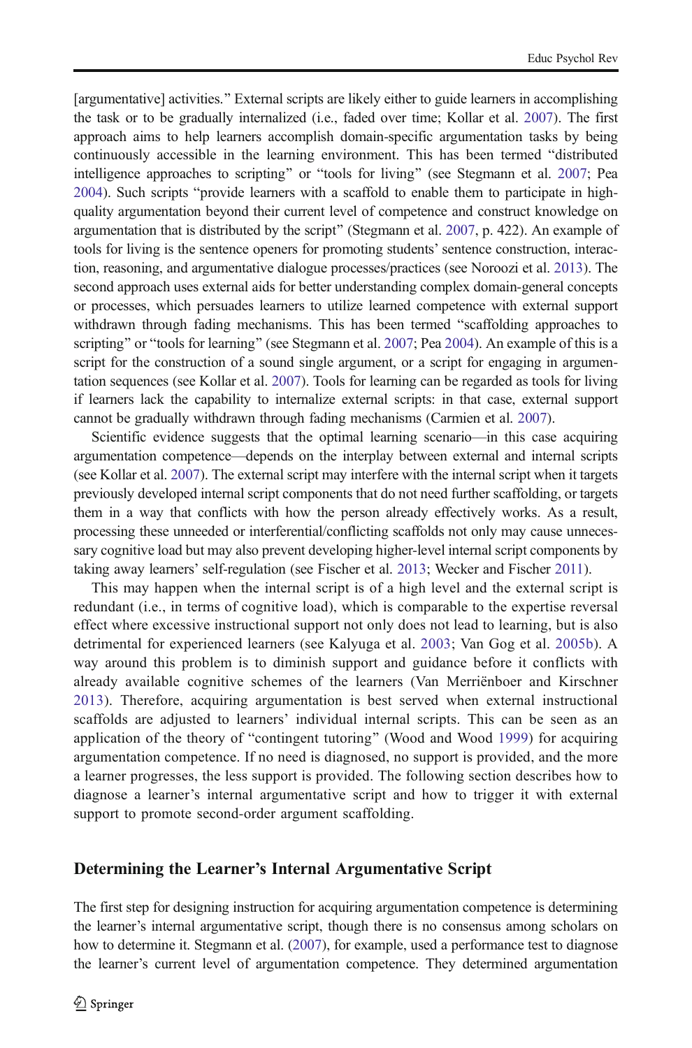[argumentative] activities." External scripts are likely either to guide learners in accomplishing the task or to be gradually internalized (i.e., faded over time; Kollar et al. 2007). The first approach aims to help learners accomplish domain-specific argumentation tasks by being continuously accessible in the learning environment. This has been termed "distributed intelligence approaches to scripting" or "tools for living" (see Stegmann et al. 2007; Pea 2004). Such scripts "provide learners with a scaffold to enable them to participate in high-quality argumentation beyond their current level of competence and construct knowledge on argumentation that is distributed by the script" (Stegmann et al. 2007, p. 422). An example of tools for living is the sentence openers for promoting students' sentence construction, interaction, reasoning, and argumentative dialogue processes/practices (see Noroozi et al. 2013). The second approach uses external aids for better understanding complex domain-general concepts or processes, which persuades learners to utilize learned competence with external support withdrawn through fading mechanisms. This has been termed "scaffolding approaches to scripting" or "tools for learning" (see Stegmann et al. 2007; Pea 2004). An example of this is a script for the construction of a sound single argument, or a script for engaging in argumentation sequences (see Kollar et al. 2007). Tools for learning can be regarded as tools for living if learners lack the capability to internalize external scripts: in that case, external support cannot be gradually withdrawn through fading mechanisms (Carmien et al. 2007).

Scientific evidence suggests that the optimal learning scenario—in this case acquiring argumentation competence—depends on the interplay between external and internal scripts (see Kollar et al. 2007). The external script may interfere with the internal script when it targets previously developed internal script components that do not need further scaffolding, or targets them in a way that conflicts with how the person already effectively works. As a result, processing these unneeded or interferential/conflicting scaffolds not only may cause unnecessary cognitive load but may also prevent developing higher-level internal script components by taking away learners' self-regulation (see Fischer et al. 2013; Wecker and Fischer 2011).

This may happen when the internal script is of a high level and the external script is redundant (i.e., in terms of cognitive load), which is comparable to the expertise reversal effect where excessive instructional support not only does not lead to learning, but is also detrimental for experienced learners (see Kalyuga et al. 2003; Van Gog et al. 2005b). A way around this problem is to diminish support and guidance before it conflicts with already available cognitive schemes of the learners (Van Merriënboer and Kirschner 2013). Therefore, acquiring argumentation is best served when external instructional scaffolds are adjusted to learners' individual internal scripts. This can be seen as an application of the theory of "contingent tutoring" (Wood and Wood 1999) for acquiring argumentation competence. If no need is diagnosed, no support is provided, and the more a learner progresses, the less support is provided. The following section describes how to diagnose a learner's internal argumentative script and how to trigger it with external support to promote second-order argument scaffolding.

## Determining the Learner's Internal Argumentative Script

The first step for designing instruction for acquiring argumentation competence is determining the learner's internal argumentative script, though there is no consensus among scholars on how to determine it. Stegmann et al. (2007), for example, used a performance test to diagnose the learner's current level of argumentation competence. They determined argumentation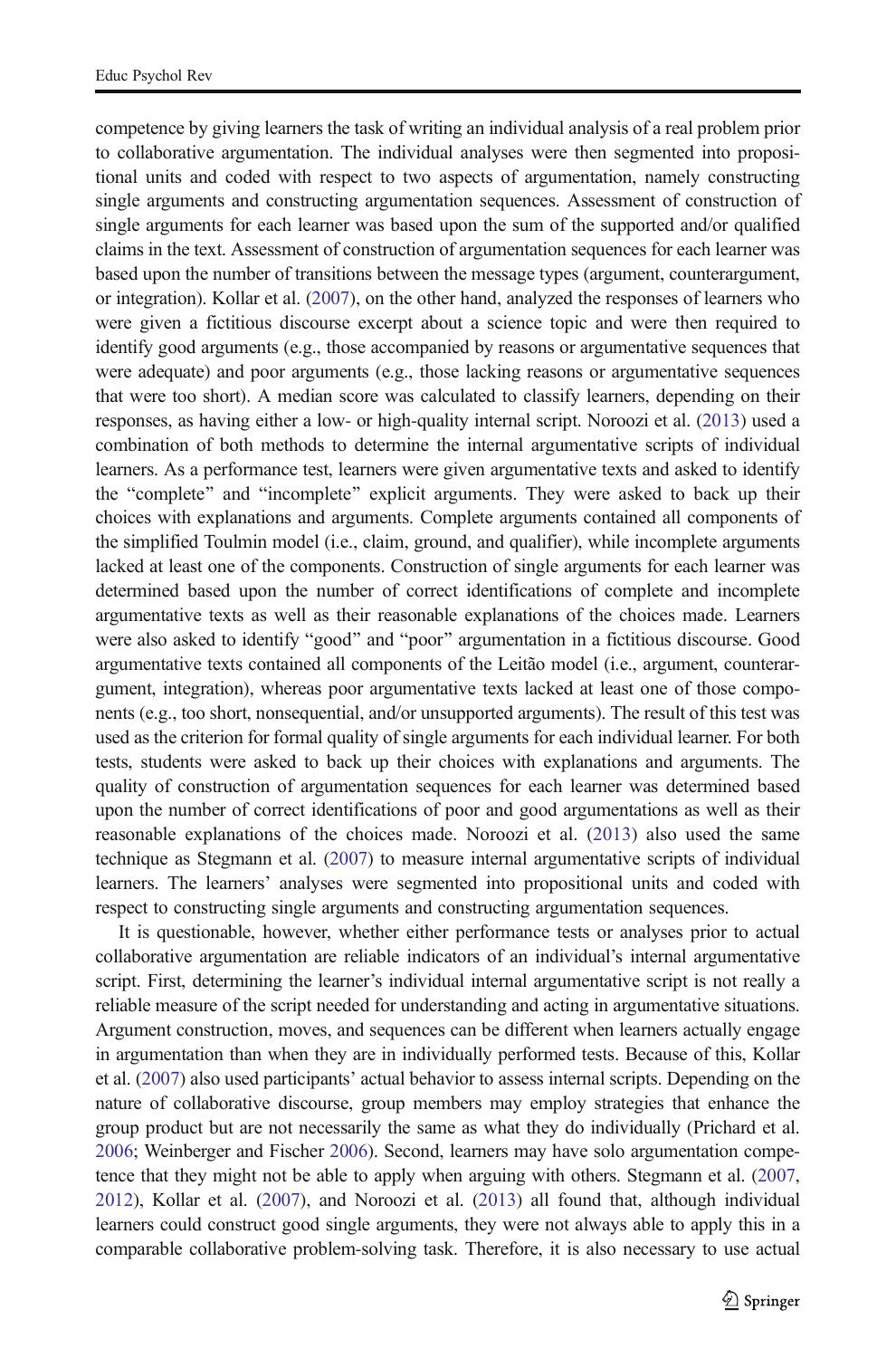competence by giving learners the task of writing an individual analysis of a real problem prior to collaborative argumentation. The individual analyses were then segmented into propositional units and coded with respect to two aspects of argumentation, namely constructing single arguments and constructing argumentation sequences. Assessment of construction of single arguments for each learner was based upon the sum of the supported and/or qualified claims in the text. Assessment of construction of argumentation sequences for each learner was based upon the number of transitions between the message types (argument, counterargument, or integration). Kollar et al. (2007), on the other hand, analyzed the responses of learners who were given a fictitious discourse excerpt about a science topic and were then required to identify good arguments (e.g., those accompanied by reasons or argumentative sequences that were adequate) and poor arguments (e.g., those lacking reasons or argumentative sequences that were too short). A median score was calculated to classify learners, depending on their responses, as having either a low- or high-quality internal script. Noroozi et al. (2013) used a combination of both methods to determine the internal argumentative scripts of individual learners. As a performance test, learners were given argumentative texts and asked to identify the "complete" and "incomplete" explicit arguments. They were asked to back up their choices with explanations and arguments. Complete arguments contained all components of the simplified Toulmin model (i.e., claim, ground, and qualifier), while incomplete arguments lacked at least one of the components. Construction of single arguments for each learner was determined based upon the number of correct identifications of complete and incomplete argumentative texts as well as their reasonable explanations of the choices made. Learners were also asked to identify "good" and "poor" argumentation in a fictitious discourse. Good argumentative texts contained all components of the Leitão model (i.e., argument, counterargument, integration), whereas poor argumentative texts lacked at least one of those components (e.g., too short, nonsequential, and/or unsupported arguments). The result of this test was used as the criterion for formal quality of single arguments for each individual learner. For both tests, students were asked to back up their choices with explanations and arguments. The quality of construction of argumentation sequences for each learner was determined based upon the number of correct identifications of poor and good argumentations as well as their reasonable explanations of the choices made. Noroozi et al. (2013) also used the same technique as Stegmann et al. (2007) to measure internal argumentative scripts of individual learners. The learners' analyses were segmented into propositional units and coded with respect to constructing single arguments and constructing argumentation sequences.

It is questionable, however, whether either performance tests or analyses prior to actual collaborative argumentation are reliable indicators of an individual's internal argumentative script. First, determining the learner's individual internal argumentative script is not really a reliable measure of the script needed for understanding and acting in argumentative situations. Argument construction, moves, and sequences can be different when learners actually engage in argumentation than when they are in individually performed tests. Because of this, Kollar et al. (2007) also used participants' actual behavior to assess internal scripts. Depending on the nature of collaborative discourse, group members may employ strategies that enhance the group product but are not necessarily the same as what they do individually (Prichard et al. 2006; Weinberger and Fischer 2006). Second, learners may have solo argumentation competence that they might not be able to apply when arguing with others. Stegmann et al. (2007, 2012), Kollar et al. (2007), and Noroozi et al. (2013) all found that, although individual learners could construct good single arguments, they were not always able to apply this in a comparable collaborative problem-solving task. Therefore, it is also necessary to use actual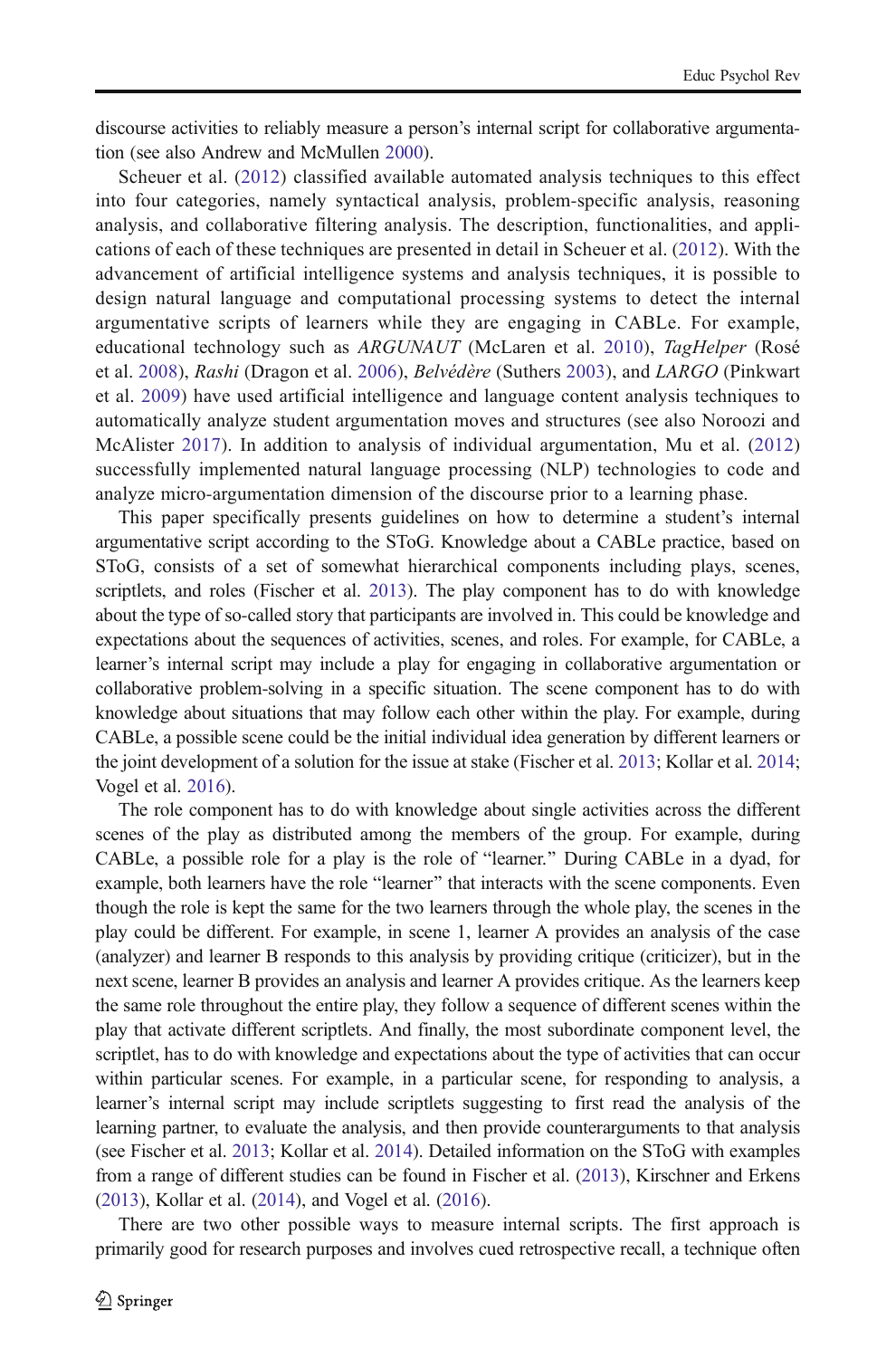discourse activities to reliably measure a person's internal script for collaborative argumentation (see also Andrew and McMullen 2000).

Scheuer et al. (2012) classified available automated analysis techniques to this effect into four categories, namely syntactical analysis, problem-specific analysis, reasoning analysis, and collaborative filtering analysis. The description, functionalities, and applications of each of these techniques are presented in detail in Scheuer et al. (2012). With the advancement of artificial intelligence systems and analysis techniques, it is possible to design natural language and computational processing systems to detect the internal argumentative scripts of learners while they are engaging in CABLe. For example, educational technology such as *ARGUNAUT* (McLaren et al. 2010), *TagHelper* (Rosé et al. 2008), *Rashi* (Dragon et al. 2006), *Belvédère* (Suthers 2003), and *LARGO* (Pinkwart et al. 2009) have used artificial intelligence and language content analysis techniques to automatically analyze student argumentation moves and structures (see also Noroozi and McAlister 2017). In addition to analysis of individual argumentation, Mu et al. (2012) successfully implemented natural language processing (NLP) technologies to code and analyze micro-argumentation dimension of the discourse prior to a learning phase.

This paper specifically presents guidelines on how to determine a student's internal argumentative script according to the SToG. Knowledge about a CABLe practice, based on SToG, consists of a set of somewhat hierarchical components including plays, scenes, scriptlets, and roles (Fischer et al. 2013). The play component has to do with knowledge about the type of so-called story that participants are involved in. This could be knowledge and expectations about the sequences of activities, scenes, and roles. For example, for CABLe, a learner's internal script may include a play for engaging in collaborative argumentation or collaborative problem-solving in a specific situation. The scene component has to do with knowledge about situations that may follow each other within the play. For example, during CABLe, a possible scene could be the initial individual idea generation by different learners or the joint development of a solution for the issue at stake (Fischer et al. 2013; Kollar et al. 2014; Vogel et al. 2016).

The role component has to do with knowledge about single activities across the different scenes of the play as distributed among the members of the group. For example, during CABLe, a possible role for a play is the role of "learner." During CABLe in a dyad, for example, both learners have the role "learner" that interacts with the scene components. Even though the role is kept the same for the two learners through the whole play, the scenes in the play could be different. For example, in scene 1, learner A provides an analysis of the case (analyzer) and learner B responds to this analysis by providing critique (criticizer), but in the next scene, learner B provides an analysis and learner A provides critique. As the learners keep the same role throughout the entire play, they follow a sequence of different scenes within the play that activate different scriptlets. And finally, the most subordinate component level, the scriptlet, has to do with knowledge and expectations about the type of activities that can occur within particular scenes. For example, in a particular scene, for responding to analysis, a learner's internal script may include scriptlets suggesting to first read the analysis of the learning partner, to evaluate the analysis, and then provide counterarguments to that analysis (see Fischer et al. 2013; Kollar et al. 2014). Detailed information on the SToG with examples from a range of different studies can be found in Fischer et al. (2013), Kirschner and Erkens (2013), Kollar et al. (2014), and Vogel et al. (2016).

There are two other possible ways to measure internal scripts. The first approach is primarily good for research purposes and involves cued retrospective recall, a technique often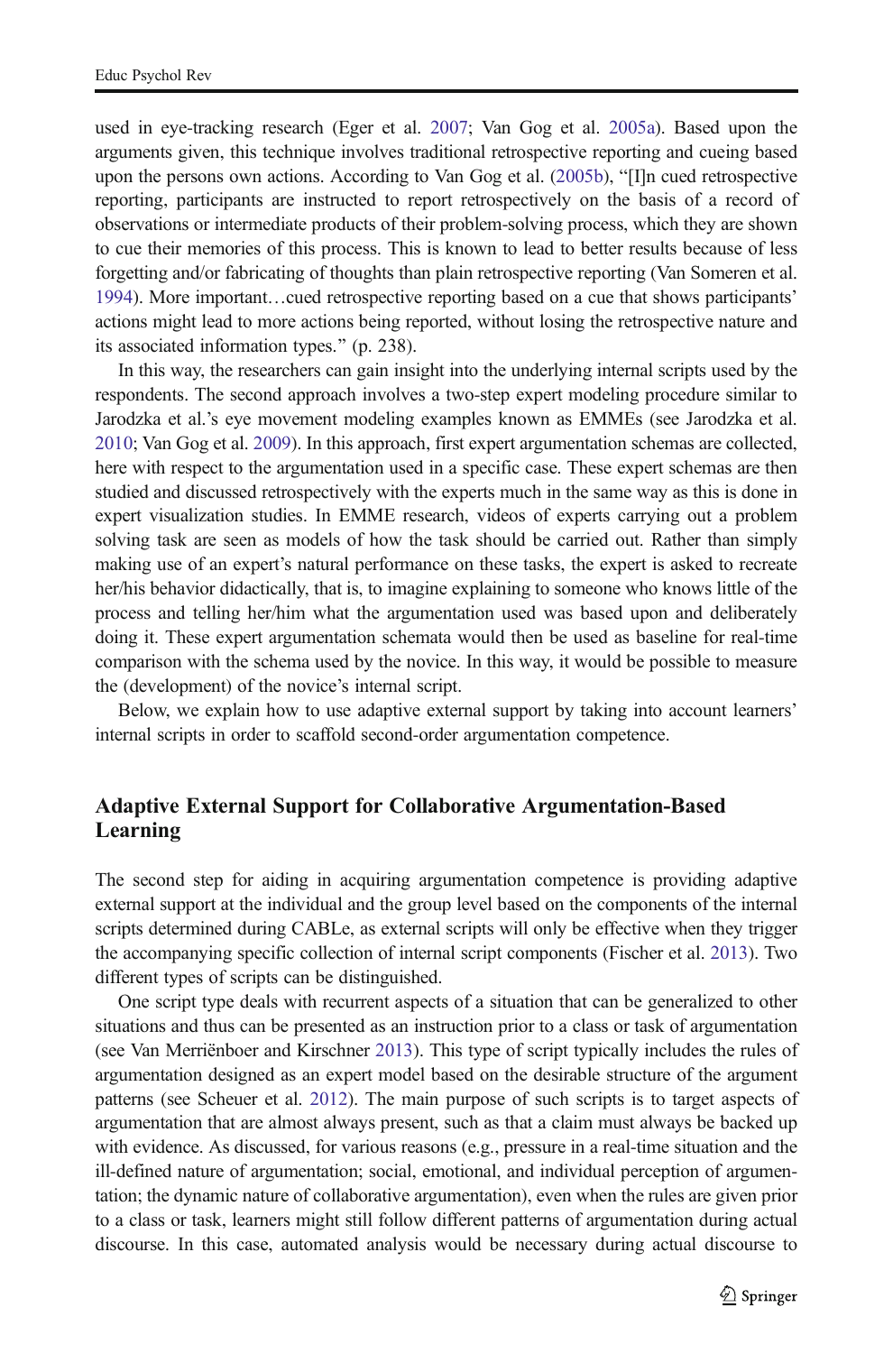used in eye-tracking research (Eger et al. 2007; Van Gog et al. 2005a). Based upon the arguments given, this technique involves traditional retrospective reporting and cueing based upon the persons own actions. According to Van Gog et al. (2005b), "[I]n cued retrospective reporting, participants are instructed to report retrospectively on the basis of a record of observations or intermediate products of their problem-solving process, which they are shown to cue their memories of this process. This is known to lead to better results because of less forgetting and/or fabricating of thoughts than plain retrospective reporting (Van Someren et al. 1994). More important…cued retrospective reporting based on a cue that shows participants' actions might lead to more actions being reported, without losing the retrospective nature and its associated information types." (p. 238).

In this way, the researchers can gain insight into the underlying internal scripts used by the respondents. The second approach involves a two-step expert modeling procedure similar to Jarodzka et al.'s eye movement modeling examples known as EMMEs (see Jarodzka et al. 2010; Van Gog et al. 2009). In this approach, first expert argumentation schemas are collected, here with respect to the argumentation used in a specific case. These expert schemas are then studied and discussed retrospectively with the experts much in the same way as this is done in expert visualization studies. In EMME research, videos of experts carrying out a problem solving task are seen as models of how the task should be carried out. Rather than simply making use of an expert's natural performance on these tasks, the expert is asked to recreate her/his behavior didactically, that is, to imagine explaining to someone who knows little of the process and telling her/him what the argumentation used was based upon and deliberately doing it. These expert argumentation schemata would then be used as baseline for real-time comparison with the schema used by the novice. In this way, it would be possible to measure the (development) of the novice's internal script.

Below, we explain how to use adaptive external support by taking into account learners' internal scripts in order to scaffold second-order argumentation competence.

## Adaptive External Support for Collaborative Argumentation-Based Learning

The second step for aiding in acquiring argumentation competence is providing adaptive external support at the individual and the group level based on the components of the internal scripts determined during CABLe, as external scripts will only be effective when they trigger the accompanying specific collection of internal script components (Fischer et al. 2013). Two different types of scripts can be distinguished.

One script type deals with recurrent aspects of a situation that can be generalized to other situations and thus can be presented as an instruction prior to a class or task of argumentation (see Van Merriënboer and Kirschner 2013). This type of script typically includes the rules of argumentation designed as an expert model based on the desirable structure of the argument patterns (see Scheuer et al. 2012). The main purpose of such scripts is to target aspects of argumentation that are almost always present, such as that a claim must always be backed up with evidence. As discussed, for various reasons (e.g., pressure in a real-time situation and the ill-defined nature of argumentation; social, emotional, and individual perception of argumentation; the dynamic nature of collaborative argumentation), even when the rules are given prior to a class or task, learners might still follow different patterns of argumentation during actual discourse. In this case, automated analysis would be necessary during actual discourse to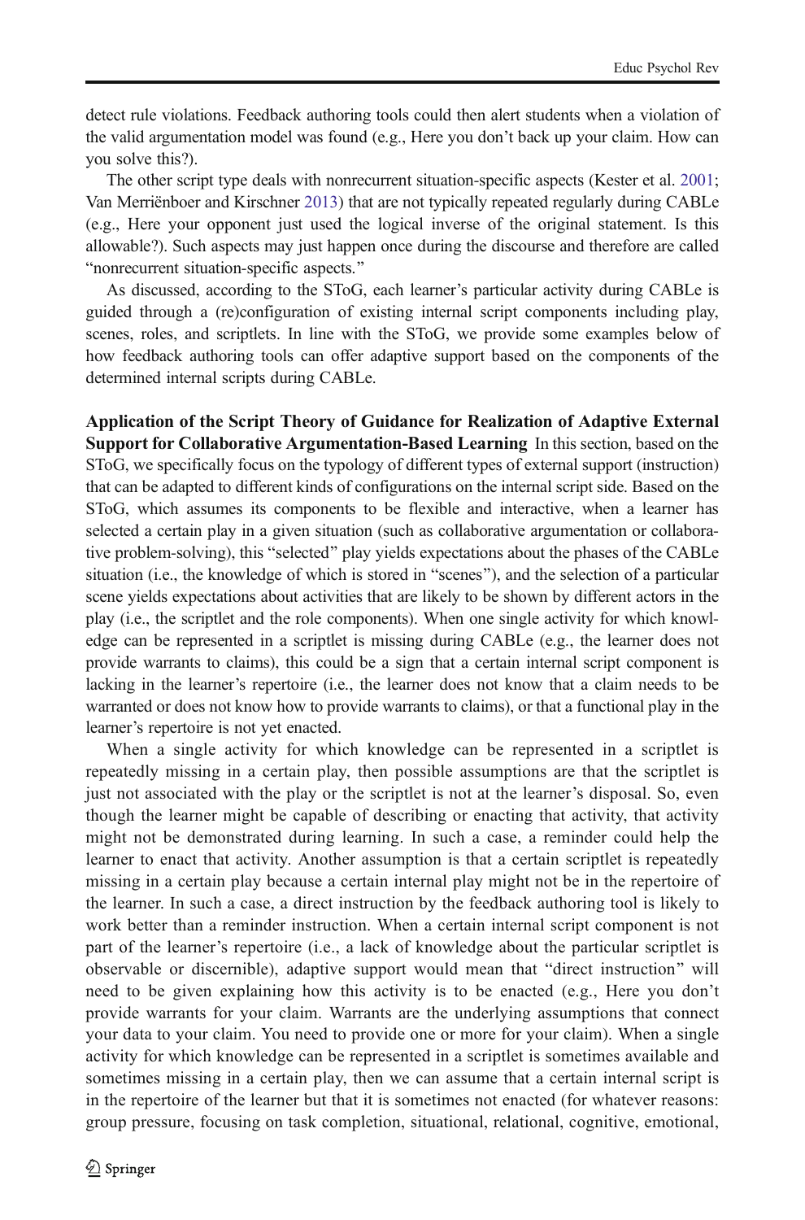detect rule violations. Feedback authoring tools could then alert students when a violation of the valid argumentation model was found (e.g., Here you don't back up your claim. How can you solve this?).

The other script type deals with nonrecurrent situation-specific aspects (Kester et al. 2001; Van Merriënboer and Kirschner 2013) that are not typically repeated regularly during CABLe (e.g., Here your opponent just used the logical inverse of the original statement. Is this allowable?). Such aspects may just happen once during the discourse and therefore are called "nonrecurrent situation-specific aspects."

As discussed, according to the SToG, each learner's particular activity during CABLe is guided through a (re)configuration of existing internal script components including play, scenes, roles, and scriptlets. In line with the SToG, we provide some examples below of how feedback authoring tools can offer adaptive support based on the components of the determined internal scripts during CABLe.

**Application of the Script Theory of Guidance for Realization of Adaptive External Support for Collaborative Argumentation-Based Learning** In this section, based on the SToG, we specifically focus on the typology of different types of external support (instruction) that can be adapted to different kinds of configurations on the internal script side. Based on the SToG, which assumes its components to be flexible and interactive, when a learner has selected a certain play in a given situation (such as collaborative argumentation or collaborative problem-solving), this "selected" play yields expectations about the phases of the CABLe situation (i.e., the knowledge of which is stored in "scenes"), and the selection of a particular scene yields expectations about activities that are likely to be shown by different actors in the play (i.e., the scriptlet and the role components). When one single activity for which knowledge can be represented in a scriptlet is missing during CABLe (e.g., the learner does not provide warrants to claims), this could be a sign that a certain internal script component is lacking in the learner's repertoire (i.e., the learner does not know that a claim needs to be warranted or does not know how to provide warrants to claims), or that a functional play in the learner's repertoire is not yet enacted.

When a single activity for which knowledge can be represented in a scriptlet is repeatedly missing in a certain play, then possible assumptions are that the scriptlet is just not associated with the play or the scriptlet is not at the learner's disposal. So, even though the learner might be capable of describing or enacting that activity, that activity might not be demonstrated during learning. In such a case, a reminder could help the learner to enact that activity. Another assumption is that a certain scriptlet is repeatedly missing in a certain play because a certain internal play might not be in the repertoire of the learner. In such a case, a direct instruction by the feedback authoring tool is likely to work better than a reminder instruction. When a certain internal script component is not part of the learner's repertoire (i.e., a lack of knowledge about the particular scriptlet is observable or discernible), adaptive support would mean that "direct instruction" will need to be given explaining how this activity is to be enacted (e.g., Here you don't provide warrants for your claim. Warrants are the underlying assumptions that connect your data to your claim. You need to provide one or more for your claim). When a single activity for which knowledge can be represented in a scriptlet is sometimes available and sometimes missing in a certain play, then we can assume that a certain internal script is in the repertoire of the learner but that it is sometimes not enacted (for whatever reasons: group pressure, focusing on task completion, situational, relational, cognitive, emotional,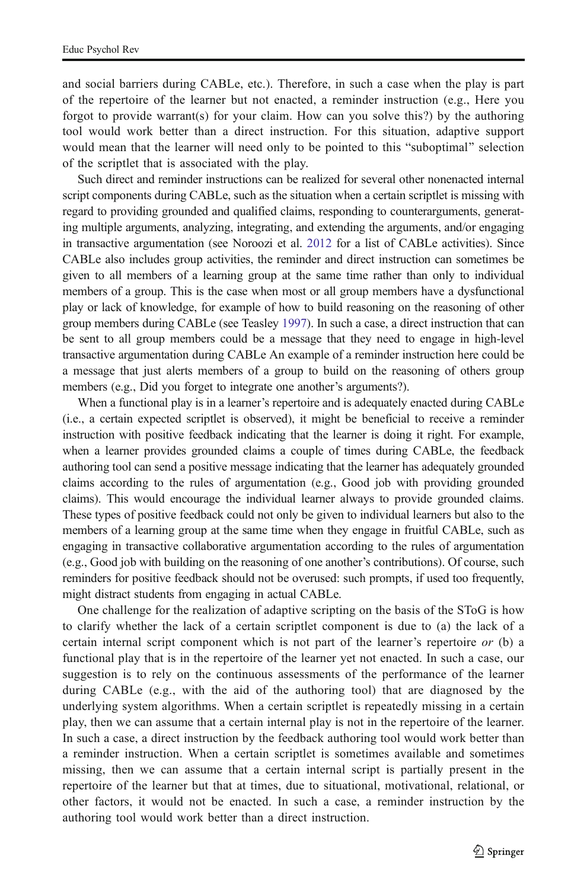and social barriers during CABLe, etc.). Therefore, in such a case when the play is part of the repertoire of the learner but not enacted, a reminder instruction (e.g., Here you forgot to provide warrant(s) for your claim. How can you solve this?) by the authoring tool would work better than a direct instruction. For this situation, adaptive support would mean that the learner will need only to be pointed to this "suboptimal" selection of the scriptlet that is associated with the play.

Such direct and reminder instructions can be realized for several other nonenacted internal script components during CABLe, such as the situation when a certain scriptlet is missing with regard to providing grounded and qualified claims, responding to counterarguments, generating multiple arguments, analyzing, integrating, and extending the arguments, and/or engaging in transactive argumentation (see Noroozi et al. 2012 for a list of CABLe activities). Since CABLe also includes group activities, the reminder and direct instruction can sometimes be given to all members of a learning group at the same time rather than only to individual members of a group. This is the case when most or all group members have a dysfunctional play or lack of knowledge, for example of how to build reasoning on the reasoning of other group members during CABLe (see Teasley 1997). In such a case, a direct instruction that can be sent to all group members could be a message that they need to engage in high-level transactive argumentation during CABLe An example of a reminder instruction here could be a message that just alerts members of a group to build on the reasoning of others group members (e.g., Did you forget to integrate one another's arguments?).

When a functional play is in a learner's repertoire and is adequately enacted during CABLe (i.e., a certain expected scriptlet is observed), it might be beneficial to receive a reminder instruction with positive feedback indicating that the learner is doing it right. For example, when a learner provides grounded claims a couple of times during CABLe, the feedback authoring tool can send a positive message indicating that the learner has adequately grounded claims according to the rules of argumentation (e.g., Good job with providing grounded claims). This would encourage the individual learner always to provide grounded claims. These types of positive feedback could not only be given to individual learners but also to the members of a learning group at the same time when they engage in fruitful CABLe, such as engaging in transactive collaborative argumentation according to the rules of argumentation (e.g., Good job with building on the reasoning of one another's contributions). Of course, such reminders for positive feedback should not be overused: such prompts, if used too frequently, might distract students from engaging in actual CABLe.

One challenge for the realization of adaptive scripting on the basis of the SToG is how to clarify whether the lack of a certain scriptlet component is due to (a) the lack of a certain internal script component which is not part of the learner's repertoire *or* (b) a functional play that is in the repertoire of the learner yet not enacted. In such a case, our suggestion is to rely on the continuous assessments of the performance of the learner during CABLe (e.g., with the aid of the authoring tool) that are diagnosed by the underlying system algorithms. When a certain scriptlet is repeatedly missing in a certain play, then we can assume that a certain internal play is not in the repertoire of the learner. In such a case, a direct instruction by the feedback authoring tool would work better than a reminder instruction. When a certain scriptlet is sometimes available and sometimes missing, then we can assume that a certain internal script is partially present in the repertoire of the learner but that at times, due to situational, motivational, relational, or other factors, it would not be enacted. In such a case, a reminder instruction by the authoring tool would work better than a direct instruction.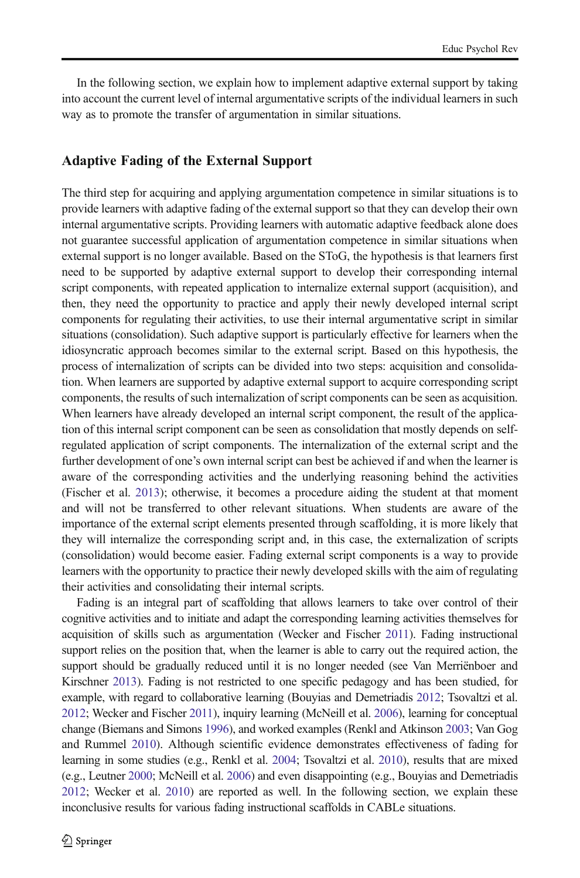In the following section, we explain how to implement adaptive external support by taking into account the current level of internal argumentative scripts of the individual learners in such way as to promote the transfer of argumentation in similar situations.

## Adaptive Fading of the External Support

The third step for acquiring and applying argumentation competence in similar situations is to provide learners with adaptive fading of the external support so that they can develop their own internal argumentative scripts. Providing learners with automatic adaptive feedback alone does not guarantee successful application of argumentation competence in similar situations when external support is no longer available. Based on the SToG, the hypothesis is that learners first need to be supported by adaptive external support to develop their corresponding internal script components, with repeated application to internalize external support (acquisition), and then, they need the opportunity to practice and apply their newly developed internal script components for regulating their activities, to use their internal argumentative script in similar situations (consolidation). Such adaptive support is particularly effective for learners when the idiosyncratic approach becomes similar to the external script. Based on this hypothesis, the process of internalization of scripts can be divided into two steps: acquisition and consolidation. When learners are supported by adaptive external support to acquire corresponding script components, the results of such internalization of script components can be seen as acquisition. When learners have already developed an internal script component, the result of the application of this internal script component can be seen as consolidation that mostly depends on self-regulated application of script components. The internalization of the external script and the further development of one's own internal script can best be achieved if and when the learner is aware of the corresponding activities and the underlying reasoning behind the activities (Fischer et al. 2013); otherwise, it becomes a procedure aiding the student at that moment and will not be transferred to other relevant situations. When students are aware of the importance of the external script elements presented through scaffolding, it is more likely that they will internalize the corresponding script and, in this case, the externalization of scripts (consolidation) would become easier. Fading external script components is a way to provide learners with the opportunity to practice their newly developed skills with the aim of regulating their activities and consolidating their internal scripts.

Fading is an integral part of scaffolding that allows learners to take over control of their cognitive activities and to initiate and adapt the corresponding learning activities themselves for acquisition of skills such as argumentation (Wecker and Fischer 2011). Fading instructional support relies on the position that, when the learner is able to carry out the required action, the support should be gradually reduced until it is no longer needed (see Van Merriënboer and Kirschner 2013). Fading is not restricted to one specific pedagogy and has been studied, for example, with regard to collaborative learning (Bouyias and Demetriadis 2012; Tsovaltzi et al. 2012; Wecker and Fischer 2011), inquiry learning (McNeill et al. 2006), learning for conceptual change (Biemans and Simons 1996), and worked examples (Renkl and Atkinson 2003; Van Gog and Rummel 2010). Although scientific evidence demonstrates effectiveness of fading for learning in some studies (e.g., Renkl et al. 2004; Tsovaltzi et al. 2010), results that are mixed (e.g., Leutner 2000; McNeill et al. 2006) and even disappointing (e.g., Bouyias and Demetriadis 2012; Wecker et al. 2010) are reported as well. In the following section, we explain these inconclusive results for various fading instructional scaffolds in CABLe situations.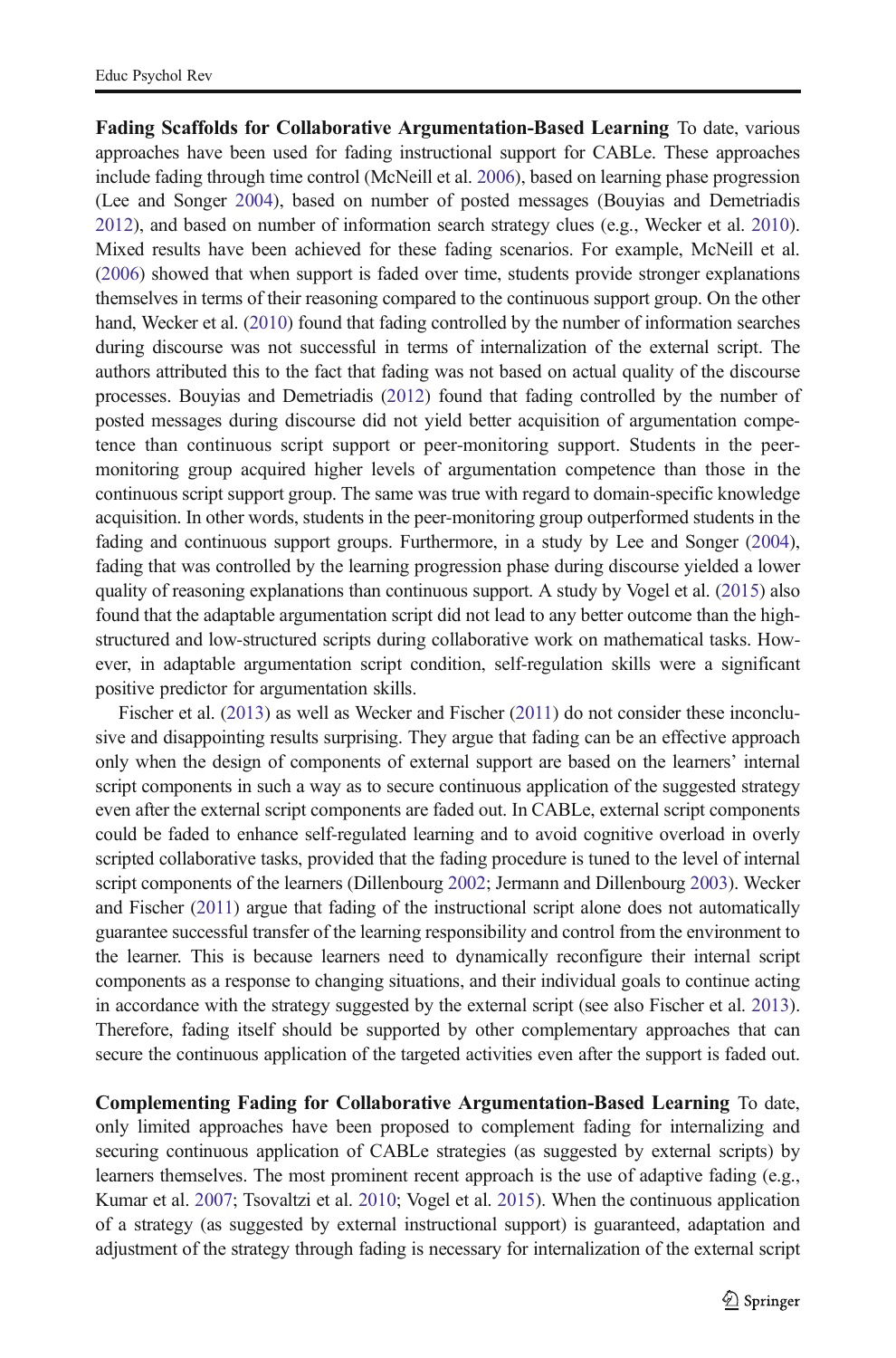**Fading Scaffolds for Collaborative Argumentation-Based Learning** To date, various approaches have been used for fading instructional support for CABLe. These approaches include fading through time control (McNeill et al. 2006), based on learning phase progression (Lee and Songer 2004), based on number of posted messages (Bouyias and Demetriadis 2012), and based on number of information search strategy clues (e.g., Wecker et al. 2010). Mixed results have been achieved for these fading scenarios. For example, McNeill et al. (2006) showed that when support is faded over time, students provide stronger explanations themselves in terms of their reasoning compared to the continuous support group. On the other hand, Wecker et al. (2010) found that fading controlled by the number of information searches during discourse was not successful in terms of internalization of the external script. The authors attributed this to the fact that fading was not based on actual quality of the discourse processes. Bouyias and Demetriadis (2012) found that fading controlled by the number of posted messages during discourse did not yield better acquisition of argumentation competence than continuous script support or peer-monitoring support. Students in the peer-monitoring group acquired higher levels of argumentation competence than those in the continuous script support group. The same was true with regard to domain-specific knowledge acquisition. In other words, students in the peer-monitoring group outperformed students in the fading and continuous support groups. Furthermore, in a study by Lee and Songer (2004), fading that was controlled by the learning progression phase during discourse yielded a lower quality of reasoning explanations than continuous support. A study by Vogel et al. (2015) also found that the adaptable argumentation script did not lead to any better outcome than the high-structured and low-structured scripts during collaborative work on mathematical tasks. However, in adaptable argumentation script condition, self-regulation skills were a significant positive predictor for argumentation skills.

Fischer et al. (2013) as well as Wecker and Fischer (2011) do not consider these inconclusive and disappointing results surprising. They argue that fading can be an effective approach only when the design of components of external support are based on the learners' internal script components in such a way as to secure continuous application of the suggested strategy even after the external script components are faded out. In CABLe, external script components could be faded to enhance self-regulated learning and to avoid cognitive overload in overly scripted collaborative tasks, provided that the fading procedure is tuned to the level of internal script components of the learners (Dillenbourg 2002; Jermann and Dillenbourg 2003). Wecker and Fischer (2011) argue that fading of the instructional script alone does not automatically guarantee successful transfer of the learning responsibility and control from the environment to the learner. This is because learners need to dynamically reconfigure their internal script components as a response to changing situations, and their individual goals to continue acting in accordance with the strategy suggested by the external script (see also Fischer et al. 2013). Therefore, fading itself should be supported by other complementary approaches that can secure the continuous application of the targeted activities even after the support is faded out.

**Complementing Fading for Collaborative Argumentation-Based Learning** To date, only limited approaches have been proposed to complement fading for internalizing and securing continuous application of CABLe strategies (as suggested by external scripts) by learners themselves. The most prominent recent approach is the use of adaptive fading (e.g., Kumar et al. 2007; Tsovaltzi et al. 2010; Vogel et al. 2015). When the continuous application of a strategy (as suggested by external instructional support) is guaranteed, adaptation and adjustment of the strategy through fading is necessary for internalization of the external script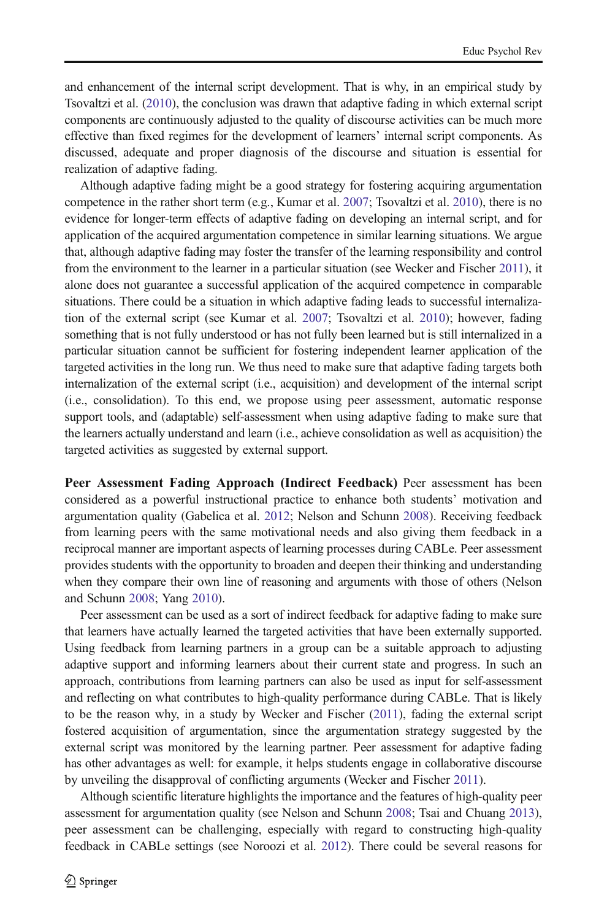and enhancement of the internal script development. That is why, in an empirical study by Tsovaltzi et al. (2010), the conclusion was drawn that adaptive fading in which external script components are continuously adjusted to the quality of discourse activities can be much more effective than fixed regimes for the development of learners' internal script components. As discussed, adequate and proper diagnosis of the discourse and situation is essential for realization of adaptive fading.

Although adaptive fading might be a good strategy for fostering acquiring argumentation competence in the rather short term (e.g., Kumar et al. 2007; Tsovaltzi et al. 2010), there is no evidence for longer-term effects of adaptive fading on developing an internal script, and for application of the acquired argumentation competence in similar learning situations. We argue that, although adaptive fading may foster the transfer of the learning responsibility and control from the environment to the learner in a particular situation (see Wecker and Fischer 2011), it alone does not guarantee a successful application of the acquired competence in comparable situations. There could be a situation in which adaptive fading leads to successful internalization of the external script (see Kumar et al. 2007; Tsovaltzi et al. 2010); however, fading something that is not fully understood or has not fully been learned but is still internalized in a particular situation cannot be sufficient for fostering independent learner application of the targeted activities in the long run. We thus need to make sure that adaptive fading targets both internalization of the external script (i.e., acquisition) and development of the internal script (i.e., consolidation). To this end, we propose using peer assessment, automatic response support tools, and (adaptable) self-assessment when using adaptive fading to make sure that the learners actually understand and learn (i.e., achieve consolidation as well as acquisition) the targeted activities as suggested by external support.

**Peer Assessment Fading Approach (Indirect Feedback)** Peer assessment has been considered as a powerful instructional practice to enhance both students' motivation and argumentation quality (Gabelica et al. 2012; Nelson and Schunn 2008). Receiving feedback from learning peers with the same motivational needs and also giving them feedback in a reciprocal manner are important aspects of learning processes during CABLe. Peer assessment provides students with the opportunity to broaden and deepen their thinking and understanding when they compare their own line of reasoning and arguments with those of others (Nelson and Schunn 2008; Yang 2010).

Peer assessment can be used as a sort of indirect feedback for adaptive fading to make sure that learners have actually learned the targeted activities that have been externally supported. Using feedback from learning partners in a group can be a suitable approach to adjusting adaptive support and informing learners about their current state and progress. In such an approach, contributions from learning partners can also be used as input for self-assessment and reflecting on what contributes to high-quality performance during CABLe. That is likely to be the reason why, in a study by Wecker and Fischer (2011), fading the external script fostered acquisition of argumentation, since the argumentation strategy suggested by the external script was monitored by the learning partner. Peer assessment for adaptive fading has other advantages as well: for example, it helps students engage in collaborative discourse by unveiling the disapproval of conflicting arguments (Wecker and Fischer 2011).

Although scientific literature highlights the importance and the features of high-quality peer assessment for argumentation quality (see Nelson and Schunn 2008; Tsai and Chuang 2013), peer assessment can be challenging, especially with regard to constructing high-quality feedback in CABLe settings (see Noroozi et al. 2012). There could be several reasons for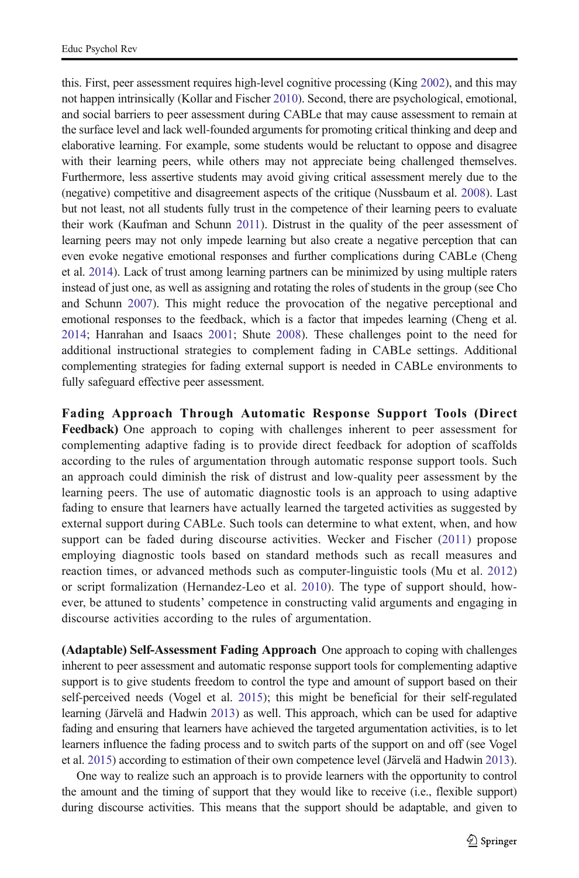this. First, peer assessment requires high-level cognitive processing (King 2002), and this may not happen intrinsically (Kollar and Fischer 2010). Second, there are psychological, emotional, and social barriers to peer assessment during CABLe that may cause assessment to remain at the surface level and lack well-founded arguments for promoting critical thinking and deep and elaborative learning. For example, some students would be reluctant to oppose and disagree with their learning peers, while others may not appreciate being challenged themselves. Furthermore, less assertive students may avoid giving critical assessment merely due to the (negative) competitive and disagreement aspects of the critique (Nussbaum et al. 2008). Last but not least, not all students fully trust in the competence of their learning peers to evaluate their work (Kaufman and Schunn 2011). Distrust in the quality of the peer assessment of learning peers may not only impede learning but also create a negative perception that can even evoke negative emotional responses and further complications during CABLe (Cheng et al. 2014). Lack of trust among learning partners can be minimized by using multiple raters instead of just one, as well as assigning and rotating the roles of students in the group (see Cho and Schunn 2007). This might reduce the provocation of the negative perceptional and emotional responses to the feedback, which is a factor that impedes learning (Cheng et al. 2014; Hanrahan and Isaacs 2001; Shute 2008). These challenges point to the need for additional instructional strategies to complement fading in CABLe settings. Additional complementing strategies for fading external support is needed in CABLe environments to fully safeguard effective peer assessment.

**Fading Approach Through Automatic Response Support Tools (Direct Feedback)** One approach to coping with challenges inherent to peer assessment for complementing adaptive fading is to provide direct feedback for adoption of scaffolds according to the rules of argumentation through automatic response support tools. Such an approach could diminish the risk of distrust and low-quality peer assessment by the learning peers. The use of automatic diagnostic tools is an approach to using adaptive fading to ensure that learners have actually learned the targeted activities as suggested by external support during CABLe. Such tools can determine to what extent, when, and how support can be faded during discourse activities. Wecker and Fischer (2011) propose employing diagnostic tools based on standard methods such as recall measures and reaction times, or advanced methods such as computer-linguistic tools (Mu et al. 2012) or script formalization (Hernandez-Leo et al. 2010). The type of support should, however, be attuned to students' competence in constructing valid arguments and engaging in discourse activities according to the rules of argumentation.

**(Adaptable) Self-Assessment Fading Approach** One approach to coping with challenges inherent to peer assessment and automatic response support tools for complementing adaptive support is to give students freedom to control the type and amount of support based on their self-perceived needs (Vogel et al. 2015); this might be beneficial for their self-regulated learning (Järvelä and Hadwin 2013) as well. This approach, which can be used for adaptive fading and ensuring that learners have achieved the targeted argumentation activities, is to let learners influence the fading process and to switch parts of the support on and off (see Vogel et al. 2015) according to estimation of their own competence level (Järvelä and Hadwin 2013).

One way to realize such an approach is to provide learners with the opportunity to control the amount and the timing of support that they would like to receive (i.e., flexible support) during discourse activities. This means that the support should be adaptable, and given to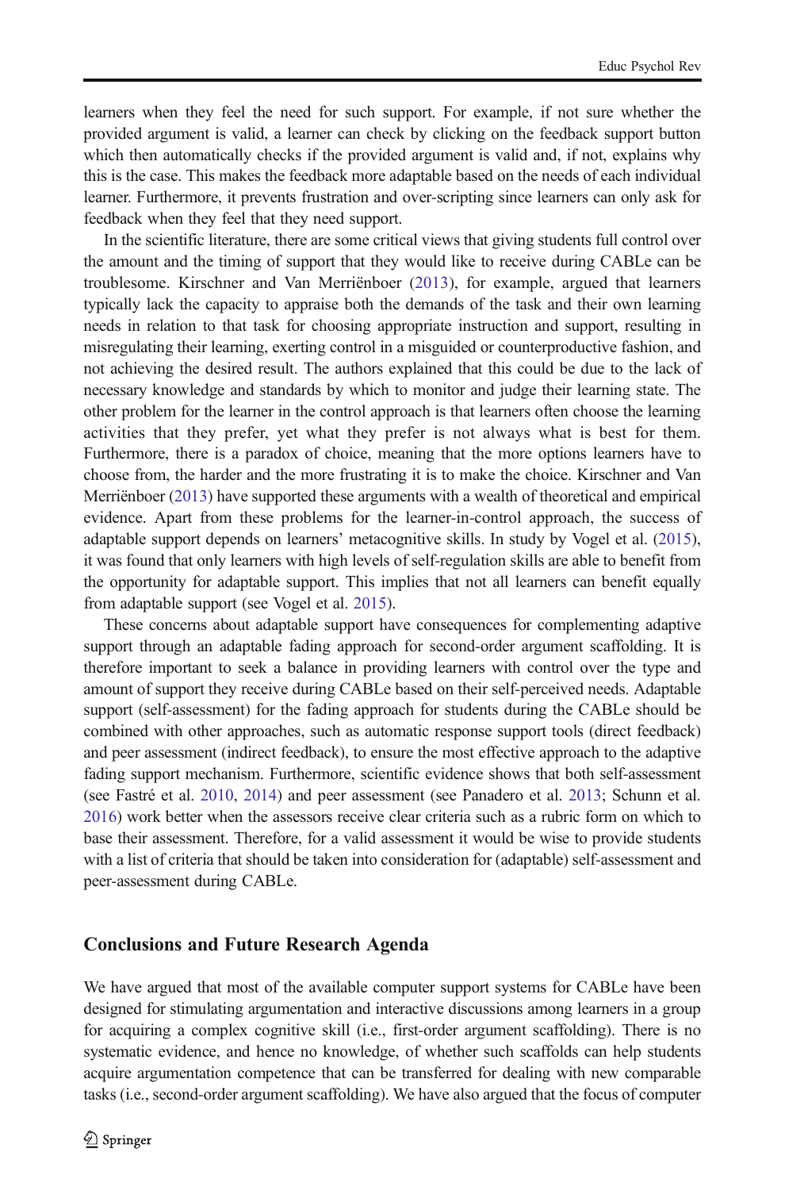learners when they feel the need for such support. For example, if not sure whether the provided argument is valid, a learner can check by clicking on the feedback support button which then automatically checks if the provided argument is valid and, if not, explains why this is the case. This makes the feedback more adaptable based on the needs of each individual learner. Furthermore, it prevents frustration and over-scripting since learners can only ask for feedback when they feel that they need support.

In the scientific literature, there are some critical views that giving students full control over the amount and the timing of support that they would like to receive during CABLe can be troublesome. Kirschner and Van Merriënboer (2013), for example, argued that learners typically lack the capacity to appraise both the demands of the task and their own learning needs in relation to that task for choosing appropriate instruction and support, resulting in misregulating their learning, exerting control in a misguided or counterproductive fashion, and not achieving the desired result. The authors explained that this could be due to the lack of necessary knowledge and standards by which to monitor and judge their learning state. The other problem for the learner in the control approach is that learners often choose the learning activities that they prefer, yet what they prefer is not always what is best for them. Furthermore, there is a paradox of choice, meaning that the more options learners have to choose from, the harder and the more frustrating it is to make the choice. Kirschner and Van Merriënboer (2013) have supported these arguments with a wealth of theoretical and empirical evidence. Apart from these problems for the learner-in-control approach, the success of adaptable support depends on learners' metacognitive skills. In study by Vogel et al. (2015), it was found that only learners with high levels of self-regulation skills are able to benefit from the opportunity for adaptable support. This implies that not all learners can benefit equally from adaptable support (see Vogel et al. 2015).

These concerns about adaptable support have consequences for complementing adaptive support through an adaptable fading approach for second-order argument scaffolding. It is therefore important to seek a balance in providing learners with control over the type and amount of support they receive during CABLe based on their self-perceived needs. Adaptable support (self-assessment) for the fading approach for students during the CABLe should be combined with other approaches, such as automatic response support tools (direct feedback) and peer assessment (indirect feedback), to ensure the most effective approach to the adaptive fading support mechanism. Furthermore, scientific evidence shows that both self-assessment (see Fastré et al. 2010, 2014) and peer assessment (see Panadero et al. 2013; Schunn et al. 2016) work better when the assessors receive clear criteria such as a rubric form on which to base their assessment. Therefore, for a valid assessment it would be wise to provide students with a list of criteria that should be taken into consideration for (adaptable) self-assessment and peer-assessment during CABLe.

## Conclusions and Future Research Agenda

We have argued that most of the available computer support systems for CABLe have been designed for stimulating argumentation and interactive discussions among learners in a group for acquiring a complex cognitive skill (i.e., first-order argument scaffolding). There is no systematic evidence, and hence no knowledge, of whether such scaffolds can help students acquire argumentation competence that can be transferred for dealing with new comparable tasks (i.e., second-order argument scaffolding). We have also argued that the focus of computer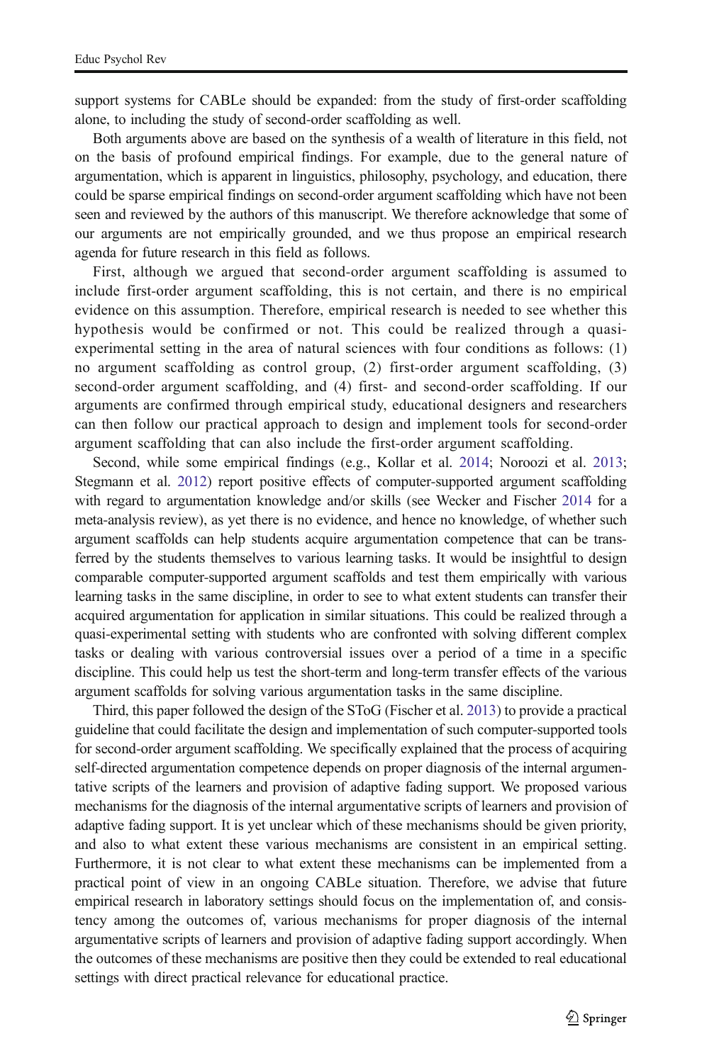support systems for CABLe should be expanded: from the study of first-order scaffolding alone, to including the study of second-order scaffolding as well.

Both arguments above are based on the synthesis of a wealth of literature in this field, not on the basis of profound empirical findings. For example, due to the general nature of argumentation, which is apparent in linguistics, philosophy, psychology, and education, there could be sparse empirical findings on second-order argument scaffolding which have not been seen and reviewed by the authors of this manuscript. We therefore acknowledge that some of our arguments are not empirically grounded, and we thus propose an empirical research agenda for future research in this field as follows.

First, although we argued that second-order argument scaffolding is assumed to include first-order argument scaffolding, this is not certain, and there is no empirical evidence on this assumption. Therefore, empirical research is needed to see whether this hypothesis would be confirmed or not. This could be realized through a quasi-experimental setting in the area of natural sciences with four conditions as follows: (1) no argument scaffolding as control group, (2) first-order argument scaffolding, (3) second-order argument scaffolding, and (4) first- and second-order scaffolding. If our arguments are confirmed through empirical study, educational designers and researchers can then follow our practical approach to design and implement tools for second-order argument scaffolding that can also include the first-order argument scaffolding.

Second, while some empirical findings (e.g., Kollar et al. 2014; Noroozi et al. 2013; Stegmann et al. 2012) report positive effects of computer-supported argument scaffolding with regard to argumentation knowledge and/or skills (see Wecker and Fischer 2014 for a meta-analysis review), as yet there is no evidence, and hence no knowledge, of whether such argument scaffolds can help students acquire argumentation competence that can be transferred by the students themselves to various learning tasks. It would be insightful to design comparable computer-supported argument scaffolds and test them empirically with various learning tasks in the same discipline, in order to see to what extent students can transfer their acquired argumentation for application in similar situations. This could be realized through a quasi-experimental setting with students who are confronted with solving different complex tasks or dealing with various controversial issues over a period of a time in a specific discipline. This could help us test the short-term and long-term transfer effects of the various argument scaffolds for solving various argumentation tasks in the same discipline.

Third, this paper followed the design of the SToG (Fischer et al. 2013) to provide a practical guideline that could facilitate the design and implementation of such computer-supported tools for second-order argument scaffolding. We specifically explained that the process of acquiring self-directed argumentation competence depends on proper diagnosis of the internal argumentative scripts of the learners and provision of adaptive fading support. We proposed various mechanisms for the diagnosis of the internal argumentative scripts of learners and provision of adaptive fading support. It is yet unclear which of these mechanisms should be given priority, and also to what extent these various mechanisms are consistent in an empirical setting. Furthermore, it is not clear to what extent these mechanisms can be implemented from a practical point of view in an ongoing CABLe situation. Therefore, we advise that future empirical research in laboratory settings should focus on the implementation of, and consistency among the outcomes of, various mechanisms for proper diagnosis of the internal argumentative scripts of learners and provision of adaptive fading support accordingly. When the outcomes of these mechanisms are positive then they could be extended to real educational settings with direct practical relevance for educational practice.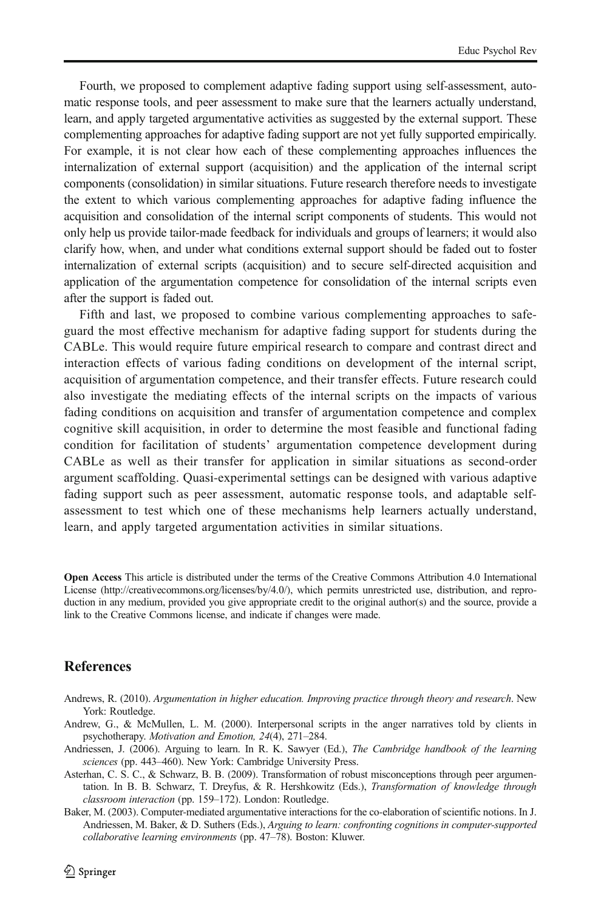Fourth, we proposed to complement adaptive fading support using self-assessment, automatic response tools, and peer assessment to make sure that the learners actually understand, learn, and apply targeted argumentative activities as suggested by the external support. These complementing approaches for adaptive fading support are not yet fully supported empirically. For example, it is not clear how each of these complementing approaches influences the internalization of external support (acquisition) and the application of the internal script components (consolidation) in similar situations. Future research therefore needs to investigate the extent to which various complementing approaches for adaptive fading influence the acquisition and consolidation of the internal script components of students. This would not only help us provide tailor-made feedback for individuals and groups of learners; it would also clarify how, when, and under what conditions external support should be faded out to foster internalization of external scripts (acquisition) and to secure self-directed acquisition and application of the argumentation competence for consolidation of the internal scripts even after the support is faded out.

Fifth and last, we proposed to combine various complementing approaches to safeguard the most effective mechanism for adaptive fading support for students during the CABLe. This would require future empirical research to compare and contrast direct and interaction effects of various fading conditions on development of the internal script, acquisition of argumentation competence, and their transfer effects. Future research could also investigate the mediating effects of the internal scripts on the impacts of various fading conditions on acquisition and transfer of argumentation competence and complex cognitive skill acquisition, in order to determine the most feasible and functional fading condition for facilitation of students' argumentation competence development during CABLe as well as their transfer for application in similar situations as second-order argument scaffolding. Quasi-experimental settings can be designed with various adaptive fading support such as peer assessment, automatic response tools, and adaptable self-assessment to test which one of these mechanisms help learners actually understand, learn, and apply targeted argumentation activities in similar situations.

**Open Access** This article is distributed under the terms of the Creative Commons Attribution 4.0 International License (http://creativecommons.org/licenses/by/4.0/), which permits unrestricted use, distribution, and reproduction in any medium, provided you give appropriate credit to the original author(s) and the source, provide a link to the Creative Commons license, and indicate if changes were made.

## References

Andrews, R. (2010). *Argumentation in higher education. Improving practice through theory and research*. New York: Routledge.

Andrew, G., & McMullen, L. M. (2000). Interpersonal scripts in the anger narratives told by clients in psychotherapy. *Motivation and Emotion, 24*(4), 271–284.

Andriessen, J. (2006). Arguing to learn. In R. K. Sawyer (Ed.), *The Cambridge handbook of the learning sciences* (pp. 443–460). New York: Cambridge University Press.

Asterhan, C. S. C., & Schwarz, B. B. (2009). Transformation of robust misconceptions through peer argumentation. In B. B. Schwarz, T. Dreyfus, & R. Hershkowitz (Eds.), *Transformation of knowledge through classroom interaction* (pp. 159–172). London: Routledge.

Baker, M. (2003). Computer-mediated argumentative interactions for the co-elaboration of scientific notions. In J. Andriessen, M. Baker, & D. Suthers (Eds.), *Arguing to learn: confronting cognitions in computer-supported collaborative learning environments* (pp. 47–78). Boston: Kluwer.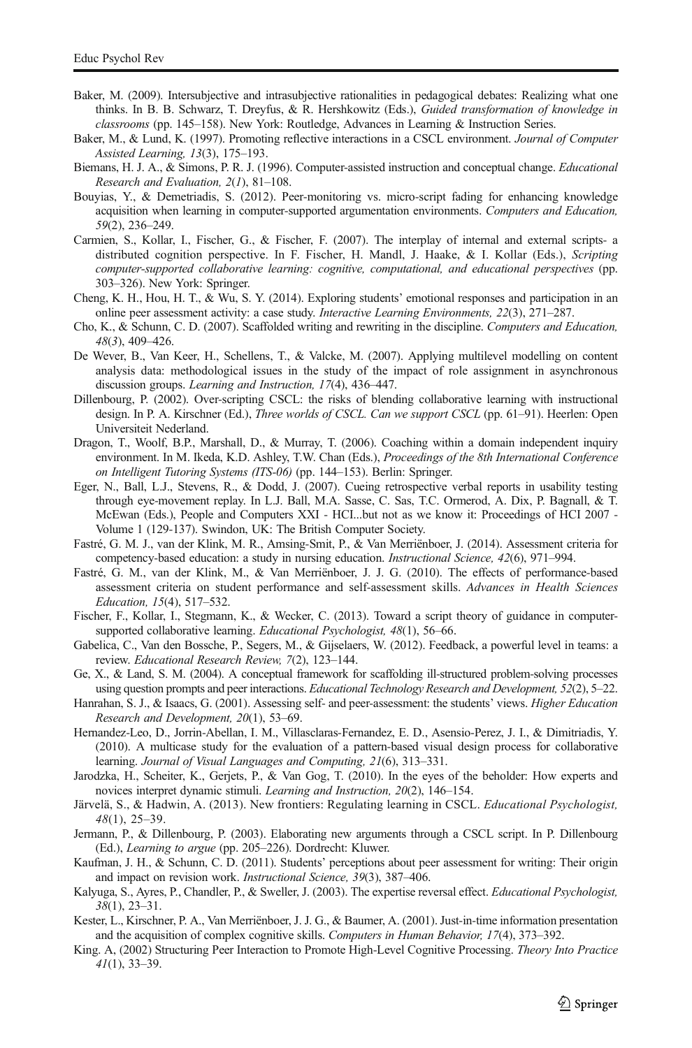Baker, M. (2009). Intersubjective and intrasubjective rationalities in pedagogical debates: Realizing what one thinks. In B. B. Schwarz, T. Dreyfus, & R. Hershkowitz (Eds.), *Guided transformation of knowledge in classrooms* (pp. 145–158). New York: Routledge, Advances in Learning & Instruction Series.

Baker, M., & Lund, K. (1997). Promoting reflective interactions in a CSCL environment. *Journal of Computer Assisted Learning, 13*(3), 175–193.

Biemans, H. J. A., & Simons, P. R. J. (1996). Computer-assisted instruction and conceptual change. *Educational Research and Evaluation, 2*(*1*), 81–108.

Bouyias, Y., & Demetriadis, S. (2012). Peer-monitoring vs. micro-script fading for enhancing knowledge acquisition when learning in computer-supported argumentation environments. *Computers and Education, 59*(2), 236–249.

Carmien, S., Kollar, I., Fischer, G., & Fischer, F. (2007). The interplay of internal and external scripts- a distributed cognition perspective. In F. Fischer, H. Mandl, J. Haake, & I. Kollar (Eds.), *Scripting computer-supported collaborative learning: cognitive, computational, and educational perspectives* (pp. 303–326). New York: Springer.

Cheng, K. H., Hou, H. T., & Wu, S. Y. (2014). Exploring students' emotional responses and participation in an online peer assessment activity: a case study. *Interactive Learning Environments, 22*(3), 271–287.

Cho, K., & Schunn, C. D. (2007). Scaffolded writing and rewriting in the discipline. *Computers and Education, 48*(3), 409–426.

De Wever, B., Van Keer, H., Schellens, T., & Valcke, M. (2007). Applying multilevel modelling on content analysis data: methodological issues in the study of the impact of role assignment in asynchronous discussion groups. *Learning and Instruction, 17*(4), 436–447.

Dillenbourg, P. (2002). Over-scripting CSCL: the risks of blending collaborative learning with instructional design. In P. A. Kirschner (Ed.), *Three worlds of CSCL. Can we support CSCL* (pp. 61–91). Heerlen: Open Universiteit Nederland.

Dragon, T., Woolf, B.P., Marshall, D., & Murray, T. (2006). Coaching within a domain independent inquiry environment. In M. Ikeda, K.D. Ashley, T.W. Chan (Eds.), *Proceedings of the 8th International Conference on Intelligent Tutoring Systems (ITS-06)* (pp. 144–153). Berlin: Springer.

Eger, N., Ball, L.J., Stevens, R., & Dodd, J. (2007). Cueing retrospective verbal reports in usability testing through eye-movement replay. In L.J. Ball, M.A. Sasse, C. Sas, T.C. Ormerod, A. Dix, P. Bagnall, & T. McEwan (Eds.), People and Computers XXI - HCI...but not as we know it: Proceedings of HCI 2007 - Volume 1 (129-137). Swindon, UK: The British Computer Society.

Fastré, G. M. J., van der Klink, M. R., Amsing-Smit, P., & Van Merriënboer, J. (2014). Assessment criteria for competency-based education: a study in nursing education. *Instructional Science, 42*(6), 971–994.

Fastré, G. M., van der Klink, M., & Van Merriënboer, J. J. G. (2010). The effects of performance-based assessment criteria on student performance and self-assessment skills. *Advances in Health Sciences Education, 15*(4), 517–532.

Fischer, F., Kollar, I., Stegmann, K., & Wecker, C. (2013). Toward a script theory of guidance in computer-supported collaborative learning. *Educational Psychologist, 48*(1), 56–66.

Gabelica, C., Van den Bossche, P., Segers, M., & Gijselaers, W. (2012). Feedback, a powerful level in teams: a review. *Educational Research Review, 7*(2), 123–144.

Ge, X., & Land, S. M. (2004). A conceptual framework for scaffolding ill-structured problem-solving processes using question prompts and peer interactions. *Educational Technology Research and Development, 52*(2), 5–22.

Hanrahan, S. J., & Isaacs, G. (2001). Assessing self- and peer-assessment: the students' views. *Higher Education Research and Development, 20*(1), 53–69.

Hernandez-Leo, D., Jorrin-Abellan, I. M., Villasclaras-Fernandez, E. D., Asensio-Perez, J. I., & Dimitriadis, Y. (2010). A multicase study for the evaluation of a pattern-based visual design process for collaborative learning. *Journal of Visual Languages and Computing, 21*(6), 313–331.

Jarodzka, H., Scheiter, K., Gerjets, P., & Van Gog, T. (2010). In the eyes of the beholder: How experts and novices interpret dynamic stimuli. *Learning and Instruction, 20*(2), 146–154.

Järvelä, S., & Hadwin, A. (2013). New frontiers: Regulating learning in CSCL. *Educational Psychologist, 48*(1), 25–39.

Jermann, P., & Dillenbourg, P. (2003). Elaborating new arguments through a CSCL script. In P. Dillenbourg (Ed.), *Learning to argue* (pp. 205–226). Dordrecht: Kluwer.

Kaufman, J. H., & Schunn, C. D. (2011). Students' perceptions about peer assessment for writing: Their origin and impact on revision work. *Instructional Science, 39*(3), 387–406.

Kalyuga, S., Ayres, P., Chandler, P., & Sweller, J. (2003). The expertise reversal effect. *Educational Psychologist, 38*(1), 23–31.

Kester, L., Kirschner, P. A., Van Merriënboer, J. J. G., & Baumer, A. (2001). Just-in-time information presentation and the acquisition of complex cognitive skills. *Computers in Human Behavior, 17*(4), 373–392.

King. A, (2002) Structuring Peer Interaction to Promote High-Level Cognitive Processing. *Theory Into Practice 41*(1), 33–39.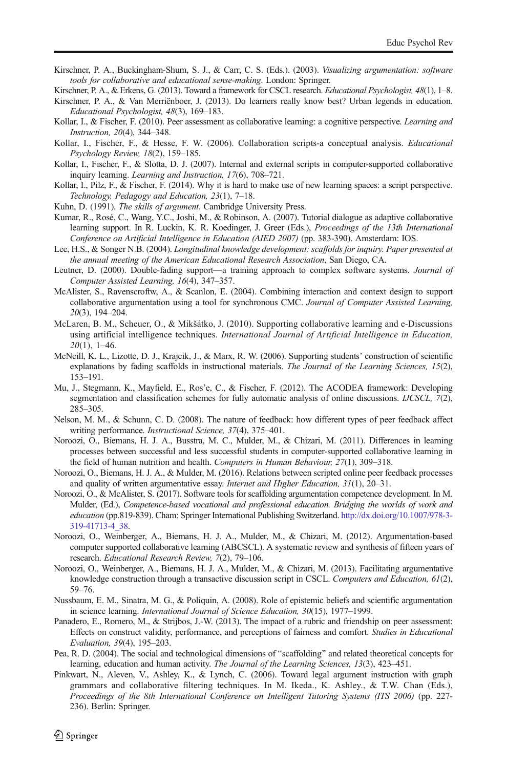Kirschner, P. A., Buckingham-Shum, S. J., & Carr, C. S. (Eds.). (2003). *Visualizing argumentation: software tools for collaborative and educational sense-making*. London: Springer.

Kirschner, P. A., & Erkens, G. (2013). Toward a framework for CSCL research. *Educational Psychologist, 48*(1), 1–8.

Kirschner, P. A., & Van Merriënboer, J. (2013). Do learners really know best? Urban legends in education. *Educational Psychologist, 48*(3), 169–183.

Kollar, I., & Fischer, F. (2010). Peer assessment as collaborative learning: a cognitive perspective. *Learning and Instruction, 20*(4), 344–348.

Kollar, I., Fischer, F., & Hesse, F. W. (2006). Collaboration scripts-a conceptual analysis. *Educational Psychology Review, 18*(2), 159–185.

Kollar, I., Fischer, F., & Slotta, D. J. (2007). Internal and external scripts in computer-supported collaborative inquiry learning. *Learning and Instruction, 17*(6), 708–721.

Kollar, I., Pilz, F., & Fischer, F. (2014). Why it is hard to make use of new learning spaces: a script perspective. *Technology, Pedagogy and Education, 23*(1), 7–18.

Kuhn, D. (1991). *The skills of argument*. Cambridge University Press.

Kumar, R., Rosé, C., Wang, Y.C., Joshi, M., & Robinson, A. (2007). Tutorial dialogue as adaptive collaborative learning support. In R. Luckin, K. R. Koedinger, J. Greer (Eds.), *Proceedings of the 13th International Conference on Artificial Intelligence in Education (AIED 2007)* (pp. 383-390). Amsterdam: IOS.

Lee, H.S., & Songer N.B. (2004). *Longitudinal knowledge development: scaffolds for inquiry. Paper presented at the annual meeting of the American Educational Research Association*, San Diego, CA.

Leutner, D. (2000). Double-fading support—a training approach to complex software systems. *Journal of Computer Assisted Learning, 16*(4), 347–357.

McAlister, S., Ravenscroftw, A., & Scanlon, E. (2004). Combining interaction and context design to support collaborative argumentation using a tool for synchronous CMC. *Journal of Computer Assisted Learning, 20*(3), 194–204.

McLaren, B. M., Scheuer, O., & Mikšátko, J. (2010). Supporting collaborative learning and e-Discussions using artificial intelligence techniques. *International Journal of Artificial Intelligence in Education, 20*(1), 1–46.

McNeill, K. L., Lizotte, D. J., Krajcik, J., & Marx, R. W. (2006). Supporting students' construction of scientific explanations by fading scaffolds in instructional materials. *The Journal of the Learning Sciences, 15*(2), 153–191.

Mu, J., Stegmann, K., Mayfield, E., Ros'e, C., & Fischer, F. (2012). The ACODEA framework: Developing segmentation and classification schemes for fully automatic analysis of online discussions. *IJCSCL, 7*(2), 285–305.

Nelson, M. M., & Schunn, C. D. (2008). The nature of feedback: how different types of peer feedback affect writing performance. *Instructional Science, 37*(4), 375–401.

Noroozi, O., Biemans, H. J. A., Busstra, M. C., Mulder, M., & Chizari, M. (2011). Differences in learning processes between successful and less successful students in computer-supported collaborative learning in the field of human nutrition and health. *Computers in Human Behaviour, 27*(1), 309–318.

Noroozi, O., Biemans, H. J. A., & Mulder, M. (2016). Relations between scripted online peer feedback processes and quality of written argumentative essay. *Internet and Higher Education, 31*(1), 20–31.

Noroozi, O., & McAlister, S. (2017). Software tools for scaffolding argumentation competence development. In M. Mulder, (Ed.), *Competence-based vocational and professional education. Bridging the worlds of work and education* (pp.819-839). Cham: Springer International Publishing Switzerland. http://dx.doi.org/10.1007/978-3-319-41713-4_38.

Noroozi, O., Weinberger, A., Biemans, H. J. A., Mulder, M., & Chizari, M. (2012). Argumentation-based computer supported collaborative learning (ABCSCL). A systematic review and synthesis of fifteen years of research. *Educational Research Review, 7*(2), 79–106.

Noroozi, O., Weinberger, A., Biemans, H. J. A., Mulder, M., & Chizari, M. (2013). Facilitating argumentative knowledge construction through a transactive discussion script in CSCL. *Computers and Education, 61*(2), 59–76.

Nussbaum, E. M., Sinatra, M. G., & Poliquin, A. (2008). Role of epistemic beliefs and scientific argumentation in science learning. *International Journal of Science Education, 30*(15), 1977–1999.

Panadero, E., Romero, M., & Strijbos, J.-W. (2013). The impact of a rubric and friendship on peer assessment: Effects on construct validity, performance, and perceptions of fairness and comfort. *Studies in Educational Evaluation, 39*(4), 195–203.

Pea, R. D. (2004). The social and technological dimensions of "scaffolding" and related theoretical concepts for learning, education and human activity. *The Journal of the Learning Sciences, 13*(3), 423–451.

Pinkwart, N., Aleven, V., Ashley, K., & Lynch, C. (2006). Toward legal argument instruction with graph grammars and collaborative filtering techniques. In M. Ikeda., K. Ashley., & T.W. Chan (Eds.), *Proceedings of the 8th International Conference on Intelligent Tutoring Systems (ITS 2006)* (pp. 227-236). Berlin: Springer.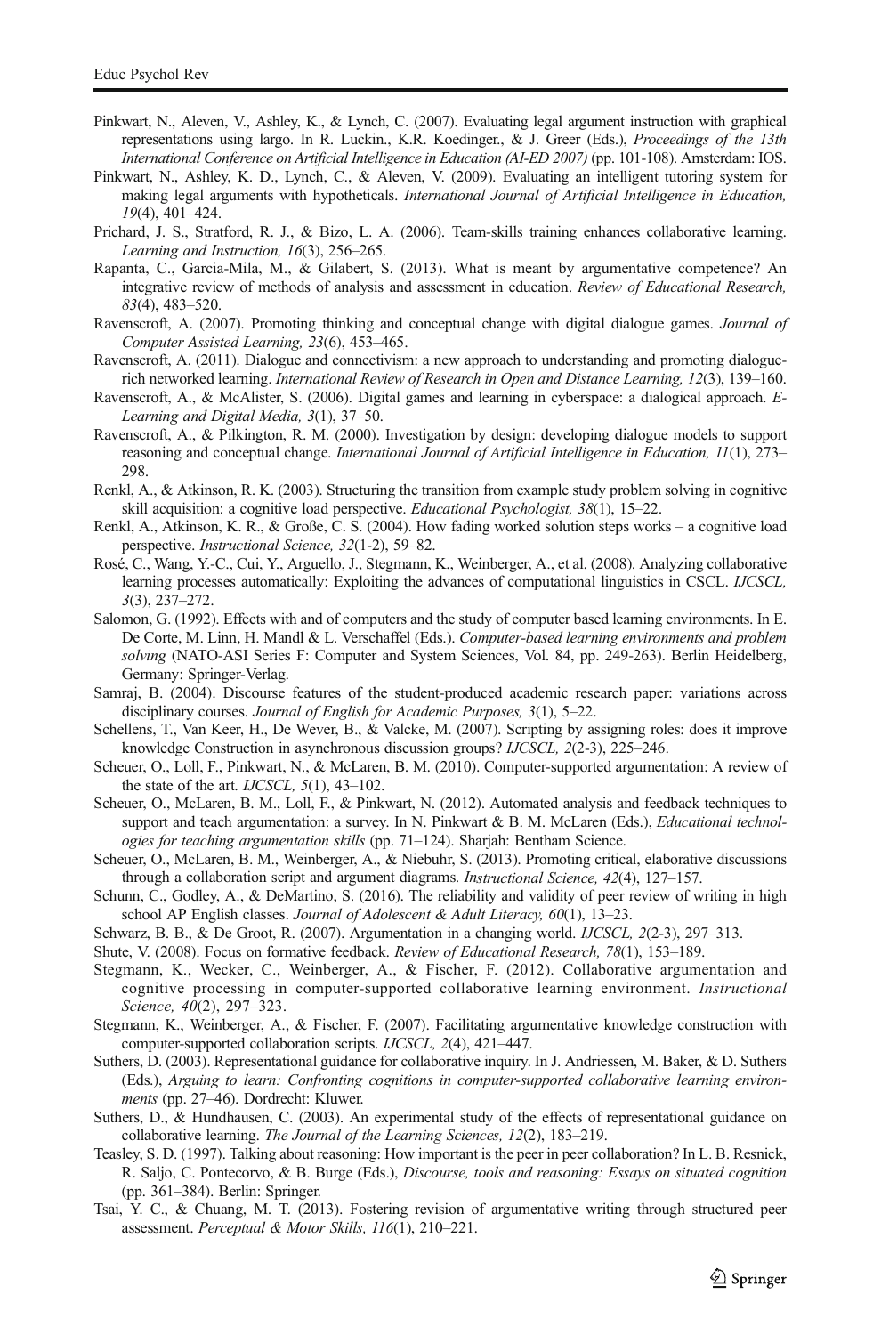Pinkwart, N., Aleven, V., Ashley, K., & Lynch, C. (2007). Evaluating legal argument instruction with graphical representations using largo. In R. Luckin., K.R. Koedinger., & J. Greer (Eds.), *Proceedings of the 13th International Conference on Artificial Intelligence in Education (AI-ED 2007)* (pp. 101-108). Amsterdam: IOS.

Pinkwart, N., Ashley, K. D., Lynch, C., & Aleven, V. (2009). Evaluating an intelligent tutoring system for making legal arguments with hypotheticals. *International Journal of Artificial Intelligence in Education, 19*(4), 401–424.

Prichard, J. S., Stratford, R. J., & Bizo, L. A. (2006). Team-skills training enhances collaborative learning. *Learning and Instruction, 16*(3), 256–265.

Rapanta, C., Garcia-Mila, M., & Gilabert, S. (2013). What is meant by argumentative competence? An integrative review of methods of analysis and assessment in education. *Review of Educational Research, 83*(4), 483–520.

Ravenscroft, A. (2007). Promoting thinking and conceptual change with digital dialogue games. *Journal of Computer Assisted Learning, 23*(6), 453–465.

Ravenscroft, A. (2011). Dialogue and connectivism: a new approach to understanding and promoting dialogue-rich networked learning. *International Review of Research in Open and Distance Learning, 12*(3), 139–160.

Ravenscroft, A., & McAlister, S. (2006). Digital games and learning in cyberspace: a dialogical approach. *E-Learning and Digital Media, 3*(1), 37–50.

Ravenscroft, A., & Pilkington, R. M. (2000). Investigation by design: developing dialogue models to support reasoning and conceptual change. *International Journal of Artificial Intelligence in Education, 11*(1), 273–298.

Renkl, A., & Atkinson, R. K. (2003). Structuring the transition from example study problem solving in cognitive skill acquisition: a cognitive load perspective. *Educational Psychologist, 38*(1), 15–22.

Renkl, A., Atkinson, K. R., & Große, C. S. (2004). How fading worked solution steps works – a cognitive load perspective. *Instructional Science, 32*(1-2), 59–82.

Rosé, C., Wang, Y.-C., Cui, Y., Arguello, J., Stegmann, K., Weinberger, A., et al. (2008). Analyzing collaborative learning processes automatically: Exploiting the advances of computational linguistics in CSCL. *IJCSCL, 3*(3), 237–272.

Salomon, G. (1992). Effects with and of computers and the study of computer based learning environments. In E. De Corte, M. Linn, H. Mandl & L. Verschaffel (Eds.). *Computer-based learning environments and problem solving* (NATO-ASI Series F: Computer and System Sciences, Vol. 84, pp. 249-263). Berlin Heidelberg, Germany: Springer-Verlag.

Samraj, B. (2004). Discourse features of the student-produced academic research paper: variations across disciplinary courses. *Journal of English for Academic Purposes, 3*(1), 5–22.

Schellens, T., Van Keer, H., De Wever, B., & Valcke, M. (2007). Scripting by assigning roles: does it improve knowledge Construction in asynchronous discussion groups? *IJCSCL, 2*(2-3), 225–246.

Scheuer, O., Loll, F., Pinkwart, N., & McLaren, B. M. (2010). Computer-supported argumentation: A review of the state of the art. *IJCSCL, 5*(1), 43–102.

Scheuer, O., McLaren, B. M., Loll, F., & Pinkwart, N. (2012). Automated analysis and feedback techniques to support and teach argumentation: a survey. In N. Pinkwart & B. M. McLaren (Eds.), *Educational technologies for teaching argumentation skills* (pp. 71–124). Sharjah: Bentham Science.

Scheuer, O., McLaren, B. M., Weinberger, A., & Niebuhr, S. (2013). Promoting critical, elaborative discussions through a collaboration script and argument diagrams. *Instructional Science, 42*(4), 127–157.

Schunn, C., Godley, A., & DeMartino, S. (2016). The reliability and validity of peer review of writing in high school AP English classes. *Journal of Adolescent & Adult Literacy, 60*(1), 13–23.

Schwarz, B. B., & De Groot, R. (2007). Argumentation in a changing world. *IJCSCL, 2*(2-3), 297–313.

Shute, V. (2008). Focus on formative feedback. *Review of Educational Research, 78*(1), 153–189.

Stegmann, K., Wecker, C., Weinberger, A., & Fischer, F. (2012). Collaborative argumentation and cognitive processing in computer-supported collaborative learning environment. *Instructional Science, 40*(2), 297–323.

Stegmann, K., Weinberger, A., & Fischer, F. (2007). Facilitating argumentative knowledge construction with computer-supported collaboration scripts. *IJCSCL, 2*(4), 421–447.

Suthers, D. (2003). Representational guidance for collaborative inquiry. In J. Andriessen, M. Baker, & D. Suthers (Eds.), *Arguing to learn: Confronting cognitions in computer-supported collaborative learning environments* (pp. 27–46). Dordrecht: Kluwer.

Suthers, D., & Hundhausen, C. (2003). An experimental study of the effects of representational guidance on collaborative learning. *The Journal of the Learning Sciences, 12*(2), 183–219.

Teasley, S. D. (1997). Talking about reasoning: How important is the peer in peer collaboration? In L. B. Resnick, R. Saljo, C. Pontecorvo, & B. Burge (Eds.), *Discourse, tools and reasoning: Essays on situated cognition* (pp. 361–384). Berlin: Springer.

Tsai, Y. C., & Chuang, M. T. (2013). Fostering revision of argumentative writing through structured peer assessment. *Perceptual & Motor Skills, 116*(1), 210–221.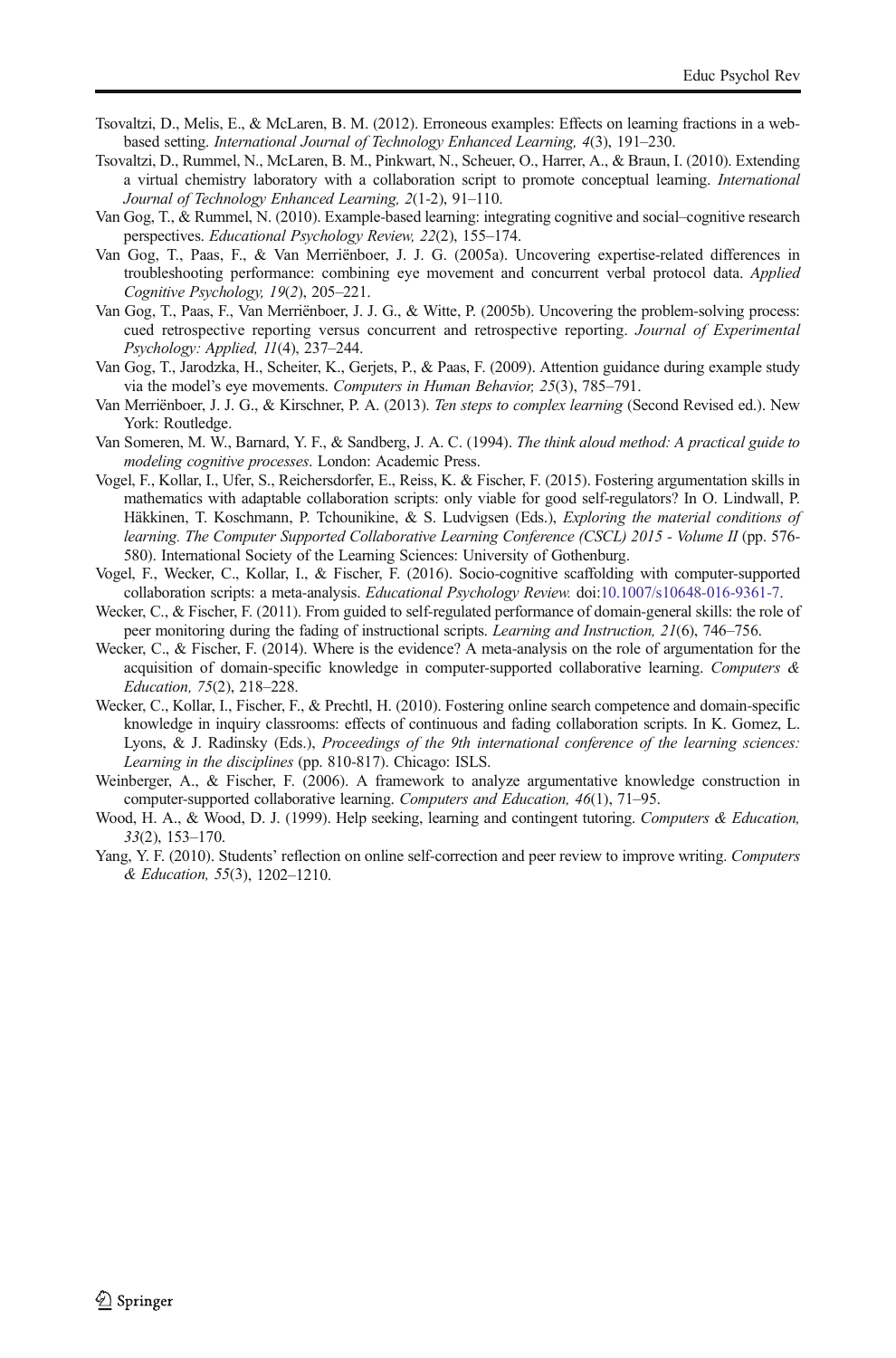Tsovaltzi, D., Melis, E., & McLaren, B. M. (2012). Erroneous examples: Effects on learning fractions in a web-based setting. *International Journal of Technology Enhanced Learning, 4*(3), 191–230.

Tsovaltzi, D., Rummel, N., McLaren, B. M., Pinkwart, N., Scheuer, O., Harrer, A., & Braun, I. (2010). Extending a virtual chemistry laboratory with a collaboration script to promote conceptual learning. *International Journal of Technology Enhanced Learning, 2*(1-2), 91–110.

Van Gog, T., & Rummel, N. (2010). Example-based learning: integrating cognitive and social–cognitive research perspectives. *Educational Psychology Review, 22*(2), 155–174.

Van Gog, T., Paas, F., & Van Merriënboer, J. J. G. (2005a). Uncovering expertise-related differences in troubleshooting performance: combining eye movement and concurrent verbal protocol data. *Applied Cognitive Psychology, 19*(2), 205–221.

Van Gog, T., Paas, F., Van Merriënboer, J. J. G., & Witte, P. (2005b). Uncovering the problem-solving process: cued retrospective reporting versus concurrent and retrospective reporting. *Journal of Experimental Psychology: Applied, 11*(4), 237–244.

Van Gog, T., Jarodzka, H., Scheiter, K., Gerjets, P., & Paas, F. (2009). Attention guidance during example study via the model's eye movements. *Computers in Human Behavior, 25*(3), 785–791.

Van Merriënboer, J. J. G., & Kirschner, P. A. (2013). *Ten steps to complex learning* (Second Revised ed.). New York: Routledge.

Van Someren, M. W., Barnard, Y. F., & Sandberg, J. A. C. (1994). *The think aloud method: A practical guide to modeling cognitive processes*. London: Academic Press.

Vogel, F., Kollar, I., Ufer, S., Reichersdorfer, E., Reiss, K. & Fischer, F. (2015). Fostering argumentation skills in mathematics with adaptable collaboration scripts: only viable for good self-regulators? In O. Lindwall, P. Häkkinen, T. Koschmann, P. Tchounikine, & S. Ludvigsen (Eds.), *Exploring the material conditions of learning. The Computer Supported Collaborative Learning Conference (CSCL) 2015 - Volume II* (pp. 576-580). International Society of the Learning Sciences: University of Gothenburg.

Vogel, F., Wecker, C., Kollar, I., & Fischer, F. (2016). Socio-cognitive scaffolding with computer-supported collaboration scripts: a meta-analysis. *Educational Psychology Review.* doi:10.1007/s10648-016-9361-7.

Wecker, C., & Fischer, F. (2011). From guided to self-regulated performance of domain-general skills: the role of peer monitoring during the fading of instructional scripts. *Learning and Instruction, 21*(6), 746–756.

Wecker, C., & Fischer, F. (2014). Where is the evidence? A meta-analysis on the role of argumentation for the acquisition of domain-specific knowledge in computer-supported collaborative learning. *Computers & Education, 75*(2), 218–228.

Wecker, C., Kollar, I., Fischer, F., & Prechtl, H. (2010). Fostering online search competence and domain-specific knowledge in inquiry classrooms: effects of continuous and fading collaboration scripts. In K. Gomez, L. Lyons, & J. Radinsky (Eds.), *Proceedings of the 9th international conference of the learning sciences: Learning in the disciplines* (pp. 810-817). Chicago: ISLS.

Weinberger, A., & Fischer, F. (2006). A framework to analyze argumentative knowledge construction in computer-supported collaborative learning. *Computers and Education, 46*(1), 71–95.

Wood, H. A., & Wood, D. J. (1999). Help seeking, learning and contingent tutoring. *Computers & Education, 33*(2), 153–170.

Yang, Y. F. (2010). Students' reflection on online self-correction and peer review to improve writing. *Computers & Education, 55*(3), 1202–1210.